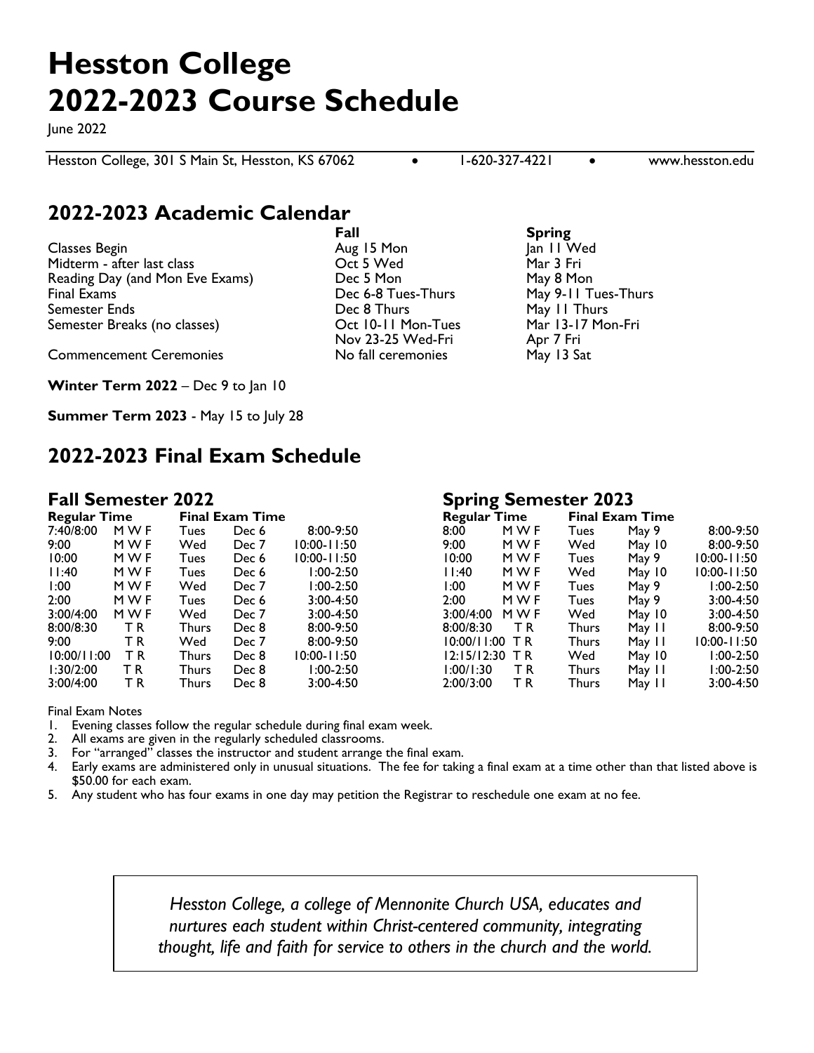# Hesston College
# 2022-2023 Course Schedule

June 2022

Hesston College, 301 S Main St, Hesston, KS 67062 • 1-620-327-4221 • www.hesston.edu

## 2022-2023 Academic Calendar

| | Fall | Spring |
|---|---|---|
| Classes Begin | Aug 15 Mon | Jan 11 Wed |
| Midterm - after last class | Oct 5 Wed | Mar 3 Fri |
| Reading Day (and Mon Eve Exams) | Dec 5 Mon | May 8 Mon |
| Final Exams | Dec 6-8 Tues-Thurs | May 9-11 Tues-Thurs |
| Semester Ends | Dec 8 Thurs | May 11 Thurs |
| Semester Breaks (no classes) | Oct 10-11 Mon-Tues<br>Nov 23-25 Wed-Fri | Mar 13-17 Mon-Fri<br>Apr 7 Fri |
| Commencement Ceremonies | No fall ceremonies | May 13 Sat |

**Winter Term 2022** – Dec 9 to Jan 10

**Summer Term 2023** - May 15 to July 28

## 2022-2023 Final Exam Schedule

### Fall Semester 2022

| Regular Time | | Final Exam Time | | |
|---|---|---|---|---|
| 7:40/8:00 | M W F | Tues | Dec 6 | 8:00-9:50 |
| 9:00 | M W F | Wed | Dec 7 | 10:00-11:50 |
| 10:00 | M W F | Tues | Dec 6 | 10:00-11:50 |
| 11:40 | M W F | Tues | Dec 6 | 1:00-2:50 |
| 1:00 | M W F | Wed | Dec 7 | 1:00-2:50 |
| 2:00 | M W F | Tues | Dec 6 | 3:00-4:50 |
| 3:00/4:00 | M W F | Wed | Dec 7 | 3:00-4:50 |
| 8:00/8:30 | T R | Thurs | Dec 8 | 8:00-9:50 |
| 9:00 | T R | Wed | Dec 7 | 8:00-9:50 |
| 10:00/11:00 | T R | Thurs | Dec 8 | 10:00-11:50 |
| 1:30/2:00 | T R | Thurs | Dec 8 | 1:00-2:50 |
| 3:00/4:00 | T R | Thurs | Dec 8 | 3:00-4:50 |

### Spring Semester 2023

| Regular Time | | Final Exam Time | | |
|---|---|---|---|---|
| 8:00 | M W F | Tues | May 9 | 8:00-9:50 |
| 9:00 | M W F | Wed | May 10 | 8:00-9:50 |
| 10:00 | M W F | Tues | May 9 | 10:00-11:50 |
| 11:40 | M W F | Wed | May 10 | 10:00-11:50 |
| 1:00 | M W F | Tues | May 9 | 1:00-2:50 |
| 2:00 | M W F | Tues | May 9 | 3:00-4:50 |
| 3:00/4:00 | M W F | Wed | May 10 | 3:00-4:50 |
| 8:00/8:30 | T R | Thurs | May 11 | 8:00-9:50 |
| 10:00/11:00 | T R | Thurs | May 11 | 10:00-11:50 |
| 12:15/12:30 | T R | Wed | May 10 | 1:00-2:50 |
| 1:00/1:30 | T R | Thurs | May 11 | 1:00-2:50 |
| 2:00/3:00 | T R | Thurs | May 11 | 3:00-4:50 |

Final Exam Notes

1. Evening classes follow the regular schedule during final exam week.
2. All exams are given in the regularly scheduled classrooms.
3. For "arranged" classes the instructor and student arrange the final exam.
4. Early exams are administered only in unusual situations. The fee for taking a final exam at a time other than that listed above is $50.00 for each exam.
5. Any student who has four exams in one day may petition the Registrar to reschedule one exam at no fee.

*Hesston College, a college of Mennonite Church USA, educates and nurtures each student within Christ-centered community, integrating thought, life and faith for service to others in the church and the world.*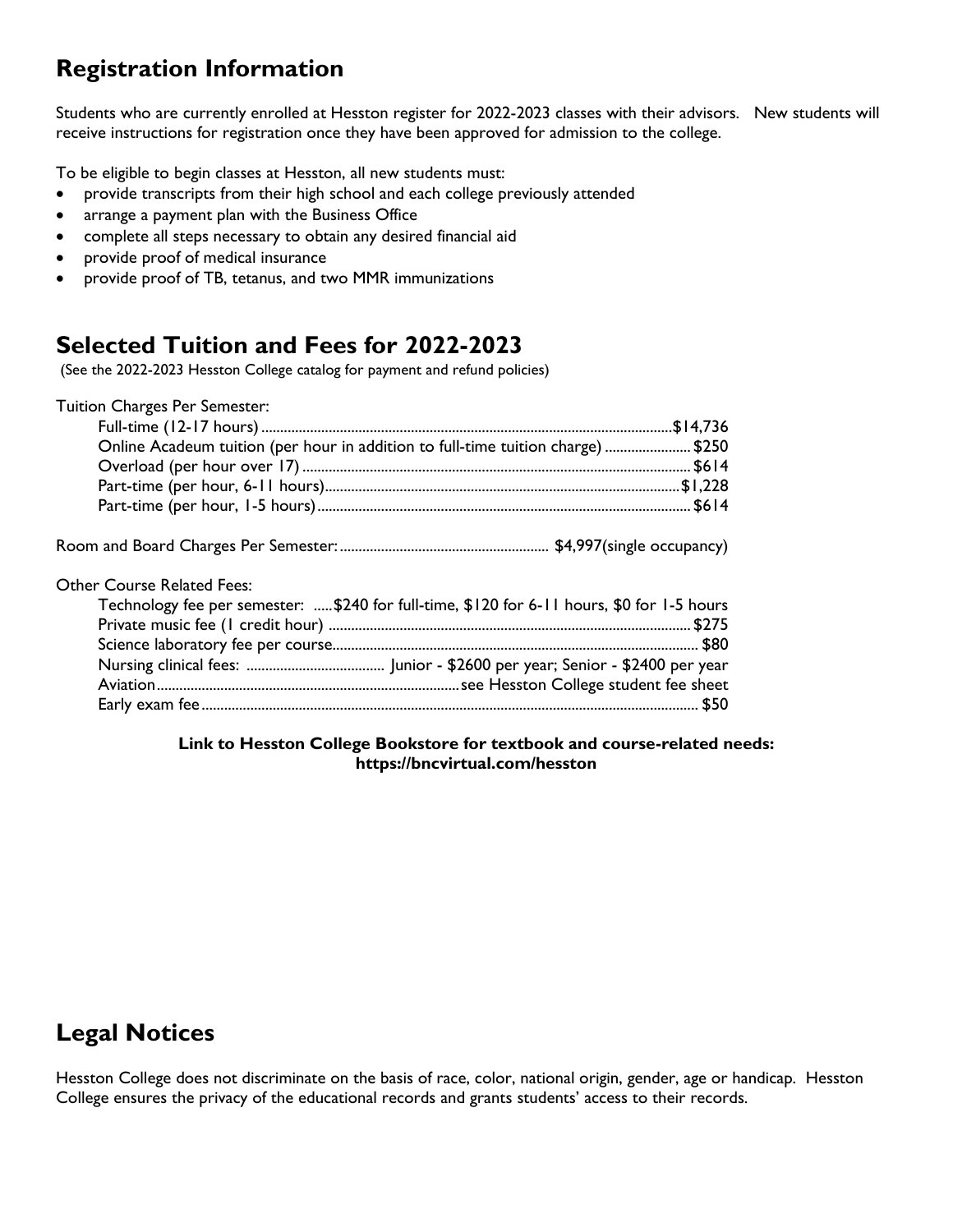## Registration Information

Students who are currently enrolled at Hesston register for 2022-2023 classes with their advisors. New students will receive instructions for registration once they have been approved for admission to the college.

To be eligible to begin classes at Hesston, all new students must:

- provide transcripts from their high school and each college previously attended
- arrange a payment plan with the Business Office
- complete all steps necessary to obtain any desired financial aid
- provide proof of medical insurance
- provide proof of TB, tetanus, and two MMR immunizations

## Selected Tuition and Fees for 2022-2023

(See the 2022-2023 Hesston College catalog for payment and refund policies)

Tuition Charges Per Semester:

- Full-time (12-17 hours) .......... $14,736
- Online Academeum tuition (per hour in addition to full-time tuition charge) .......... $250
- Overload (per hour over 17) .......... $614
- Part-time (per hour, 6-11 hours) .......... $1,228
- Part-time (per hour, 1-5 hours) .......... $614

Room and Board Charges Per Semester: .......... $4,997(single occupancy)

Other Course Related Fees:

- Technology fee per semester: .....$240 for full-time, $120 for 6-11 hours, $0 for 1-5 hours
- Private music fee (1 credit hour) .......... $275
- Science laboratory fee per course .......... $80
- Nursing clinical fees: .......... Junior - $2600 per year; Senior - $2400 per year
- Aviation .......... see Hesston College student fee sheet
- Early exam fee .......... $50

**Link to Hesston College Bookstore for textbook and course-related needs:**
**https://bncvirtual.com/hesston**

## Legal Notices

Hesston College does not discriminate on the basis of race, color, national origin, gender, age or handicap. Hesston College ensures the privacy of the educational records and grants students' access to their records.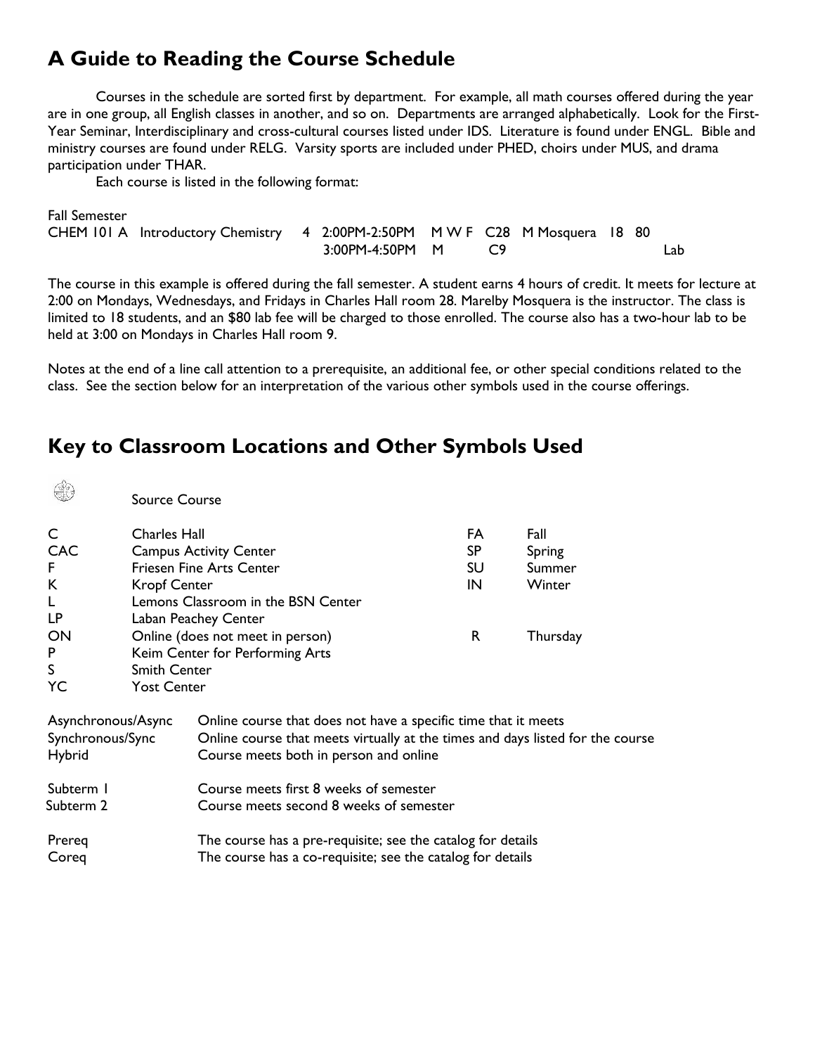## A Guide to Reading the Course Schedule

Courses in the schedule are sorted first by department. For example, all math courses offered during the year are in one group, all English classes in another, and so on. Departments are arranged alphabetically. Look for the First-Year Seminar, Interdisciplinary and cross-cultural courses listed under IDS. Literature is found under ENGL. Bible and ministry courses are found under RELG. Varsity sports are included under PHED, choirs under MUS, and drama participation under THAR.

Each course is listed in the following format:

Fall Semester

| | | | | | | | | | | |
|---|---|---|---|---|---|---|---|---|---|---|
| CHEM 101 A | Introductory Chemistry | 4 | 2:00PM-2:50PM | M W F | C28 | M Mosquera | 18 | 80 | |
| | | | 3:00PM-4:50PM | M | C9 | | | | Lab |

The course in this example is offered during the fall semester. A student earns 4 hours of credit. It meets for lecture at 2:00 on Mondays, Wednesdays, and Fridays in Charles Hall room 28. Marelby Mosquera is the instructor. The class is limited to 18 students, and an $80 lab fee will be charged to those enrolled. The course also has a two-hour lab to be held at 3:00 on Mondays in Charles Hall room 9.

Notes at the end of a line call attention to a prerequisite, an additional fee, or other special conditions related to the class. See the section below for an interpretation of the various other symbols used in the course offerings.

## Key to Classroom Locations and Other Symbols Used

(symbol) Source Course

| | | | |
|---|---|---|---|
| C | Charles Hall | FA | Fall |
| CAC | Campus Activity Center | SP | Spring |
| F | Friesen Fine Arts Center | SU | Summer |
| K | Kropf Center | IN | Winter |
| L | Lemons Classroom in the BSN Center | | |
| LP | Laban Peachey Center | | |
| ON | Online (does not meet in person) | R | Thursday |
| P | Keim Center for Performing Arts | | |
| S | Smith Center | | |
| YC | Yost Center | | |

| | |
|---|---|
| Asynchronous/Async | Online course that does not have a specific time that it meets |
| Synchronous/Sync | Online course that meets virtually at the times and days listed for the course |
| Hybrid | Course meets both in person and online |
| Subterm 1 | Course meets first 8 weeks of semester |
| Subterm 2 | Course meets second 8 weeks of semester |
| Prereq | The course has a pre-requisite; see the catalog for details |
| Coreq | The course has a co-requisite; see the catalog for details |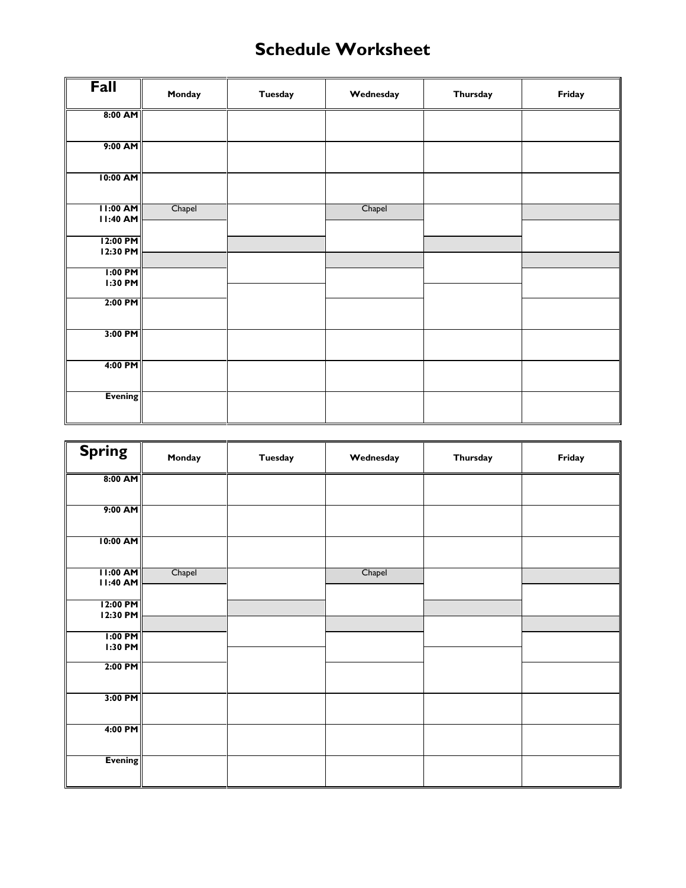# Schedule Worksheet

| Fall | Monday | Tuesday | Wednesday | Thursday | Friday |
|---|---|---|---|---|---|
| 8:00 AM | | | | | |
| 9:00 AM | | | | | |
| 10:00 AM | | | | | |
| 11:00 AM 11:40 AM | Chapel | | Chapel | | |
| 12:00 PM 12:30 PM | | | | | |
| 1:00 PM 1:30 PM | | | | | |
| 2:00 PM | | | | | |
| 3:00 PM | | | | | |
| 4:00 PM | | | | | |
| Evening | | | | | |

| Spring | Monday | Tuesday | Wednesday | Thursday | Friday |
|---|---|---|---|---|---|
| 8:00 AM | | | | | |
| 9:00 AM | | | | | |
| 10:00 AM | | | | | |
| 11:00 AM 11:40 AM | Chapel | | Chapel | | |
| 12:00 PM 12:30 PM | | | | | |
| 1:00 PM 1:30 PM | | | | | |
| 2:00 PM | | | | | |
| 3:00 PM | | | | | |
| 4:00 PM | | | | | |
| Evening | | | | | |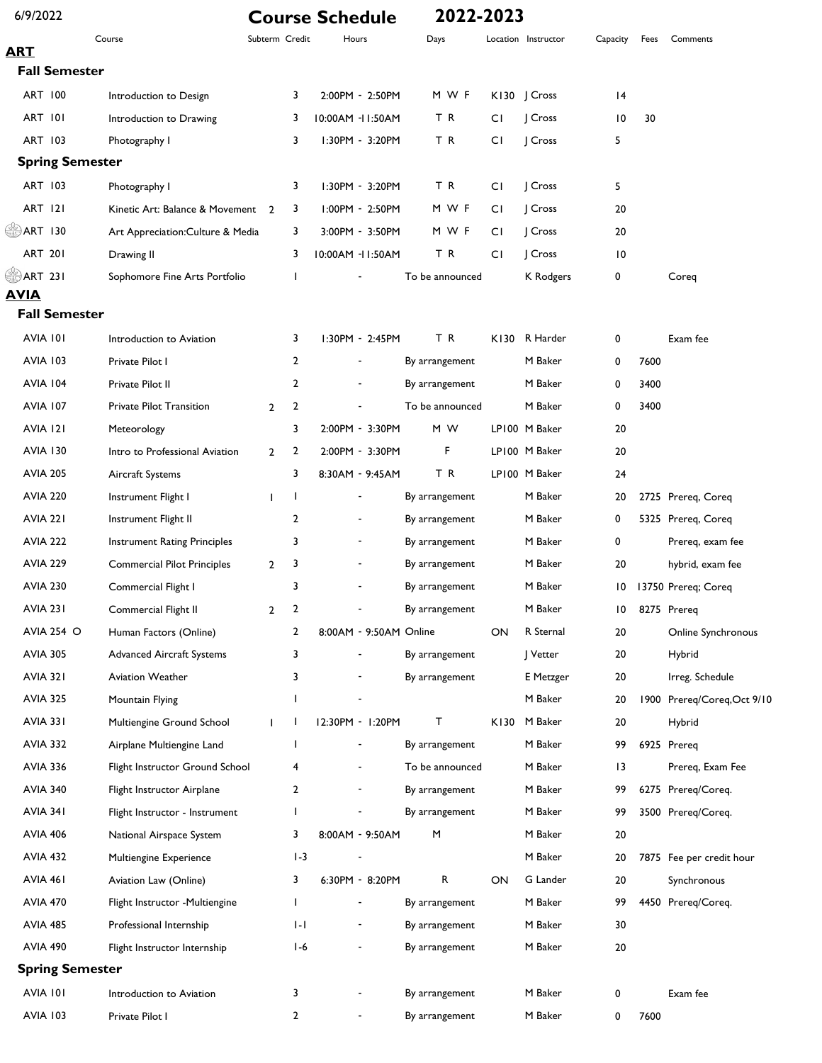# Course Schedule 2022-2023

## ART

### Fall Semester

| Course | | Subterm | Credit | Hours | Days | Location | Instructor | Capacity | Fees | Comments |
|---|---|---|---|---|---|---|---|---|---|---|
| ART 100 | Introduction to Design | | 3 | 2:00PM - 2:50PM | M W F | K130 | J Cross | 14 | | |
| ART 101 | Introduction to Drawing | | 3 | 10:00AM -11:50AM | T R | CI | J Cross | 10 | 30 | |
| ART 103 | Photography I | | 3 | 1:30PM - 3:20PM | T R | CI | J Cross | 5 | | |

### Spring Semester

| Course | | Subterm | Credit | Hours | Days | Location | Instructor | Capacity | Fees | Comments |
|---|---|---|---|---|---|---|---|---|---|---|
| ART 103 | Photography I | | 3 | 1:30PM - 3:20PM | T R | CI | J Cross | 5 | | |
| ART 121 | Kinetic Art: Balance & Movement | 2 | 3 | 1:00PM - 2:50PM | M W F | CI | J Cross | 20 | | |
| ART 130 | Art Appreciation:Culture & Media | | 3 | 3:00PM - 3:50PM | M W F | CI | J Cross | 20 | | |
| ART 201 | Drawing II | | 3 | 10:00AM -11:50AM | T R | CI | J Cross | 10 | | |
| ART 231 | Sophomore Fine Arts Portfolio | | 1 | - | To be announced | | K Rodgers | 0 | | Coreq |

## AVIA

### Fall Semester

| Course | | Subterm | Credit | Hours | Days | Location | Instructor | Capacity | Fees | Comments |
|---|---|---|---|---|---|---|---|---|---|---|
| AVIA 101 | Introduction to Aviation | | 3 | 1:30PM - 2:45PM | T R | K130 | R Harder | 0 | | Exam fee |
| AVIA 103 | Private Pilot I | | 2 | - | By arrangement | | M Baker | 0 | 7600 | |
| AVIA 104 | Private Pilot II | | 2 | - | By arrangement | | M Baker | 0 | 3400 | |
| AVIA 107 | Private Pilot Transition | 2 | 2 | - | To be announced | | M Baker | 0 | 3400 | |
| AVIA 121 | Meteorology | | 3 | 2:00PM - 3:30PM | M W | LP100 | M Baker | 20 | | |
| AVIA 130 | Intro to Professional Aviation | 2 | 2 | 2:00PM - 3:30PM | F | LP100 | M Baker | 20 | | |
| AVIA 205 | Aircraft Systems | | 3 | 8:30AM - 9:45AM | T R | LP100 | M Baker | 24 | | |
| AVIA 220 | Instrument Flight I | 1 | 1 | - | By arrangement | | M Baker | 20 | 2725 | Prereq, Coreq |
| AVIA 221 | Instrument Flight II | | 2 | - | By arrangement | | M Baker | 0 | 5325 | Prereq, Coreq |
| AVIA 222 | Instrument Rating Principles | | 3 | - | By arrangement | | M Baker | 0 | | Prereq, exam fee |
| AVIA 229 | Commercial Pilot Principles | 2 | 3 | - | By arrangement | | M Baker | 20 | | hybrid, exam fee |
| AVIA 230 | Commercial Flight I | | 3 | - | By arrangement | | M Baker | 10 | 13750 | Prereq; Coreq |
| AVIA 231 | Commercial Flight II | 2 | 2 | - | By arrangement | | M Baker | 10 | 8275 | Prereq |
| AVIA 254 O | Human Factors (Online) | | 2 | 8:00AM - 9:50AM | Online | ON | R Sternal | 20 | | Online Synchronous |
| AVIA 305 | Advanced Aircraft Systems | | 3 | - | By arrangement | | J Vetter | 20 | | Hybrid |
| AVIA 321 | Aviation Weather | | 3 | - | By arrangement | | E Metzger | 20 | | Irreg. Schedule |
| AVIA 325 | Mountain Flying | | 1 | - | | | M Baker | 20 | 1900 | Prereq/Coreq,Oct 9/10 |
| AVIA 331 | Multiengine Ground School | 1 | 1 | 12:30PM - 1:20PM | T | K130 | M Baker | 20 | | Hybrid |
| AVIA 332 | Airplane Multiengine Land | | 1 | - | By arrangement | | M Baker | 99 | 6925 | Prereq |
| AVIA 336 | Flight Instructor Ground School | | 4 | - | To be announced | | M Baker | 13 | | Prereq, Exam Fee |
| AVIA 340 | Flight Instructor Airplane | | 2 | - | By arrangement | | M Baker | 99 | 6275 | Prereq/Coreq. |
| AVIA 341 | Flight Instructor - Instrument | | 1 | - | By arrangement | | M Baker | 99 | 3500 | Prereq/Coreq. |
| AVIA 406 | National Airspace System | | 3 | 8:00AM - 9:50AM | M | | M Baker | 20 | | |
| AVIA 432 | Multiengine Experience | | 1-3 | - | | | M Baker | 20 | 7875 | Fee per credit hour |
| AVIA 461 | Aviation Law (Online) | | 3 | 6:30PM - 8:20PM | R | ON | G Lander | 20 | | Synchronous |
| AVIA 470 | Flight Instructor -Multiengine | | 1 | - | By arrangement | | M Baker | 99 | 4450 | Prereq/Coreq. |
| AVIA 485 | Professional Internship | | 1-1 | - | By arrangement | | M Baker | 30 | | |
| AVIA 490 | Flight Instructor Internship | | 1-6 | - | By arrangement | | M Baker | 20 | | |

### Spring Semester

| Course | | Subterm | Credit | Hours | Days | Location | Instructor | Capacity | Fees | Comments |
|---|---|---|---|---|---|---|---|---|---|---|
| AVIA 101 | Introduction to Aviation | | 3 | - | By arrangement | | M Baker | 0 | | Exam fee |
| AVIA 103 | Private Pilot I | | 2 | - | By arrangement | | M Baker | 0 | 7600 | |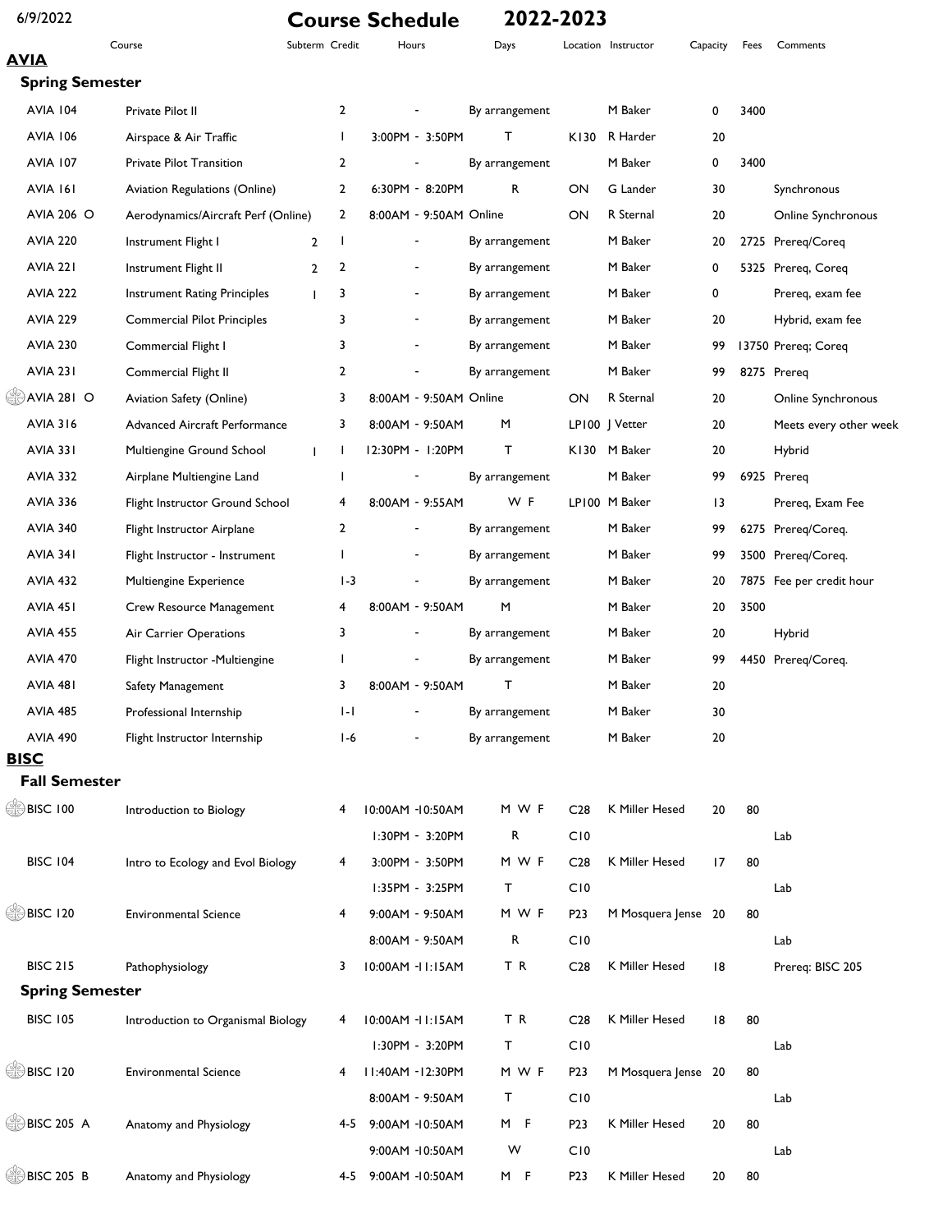6/9/2022

# Course Schedule 2022-2023

## AVIA

### Spring Semester

| Course | | Subterm | Credit | Hours | Days | Location | Instructor | Capacity | Fees | Comments |
|---|---|---|---|---|---|---|---|---|---|---|
| AVIA 104 | Private Pilot II | | 2 | - | By arrangement | | M Baker | 0 | 3400 | |
| AVIA 106 | Airspace & Air Traffic | | 1 | 3:00PM - 3:50PM | T | K130 | R Harder | 20 | | |
| AVIA 107 | Private Pilot Transition | | 2 | - | By arrangement | | M Baker | 0 | 3400 | |
| AVIA 161 | Aviation Regulations (Online) | | 2 | 6:30PM - 8:20PM | R | ON | G Lander | 30 | | Synchronous |
| AVIA 206 O | Aerodynamics/Aircraft Perf (Online) | | 2 | 8:00AM - 9:50AM | Online | ON | R Sternal | 20 | | Online Synchronous |
| AVIA 220 | Instrument Flight I | 2 | 1 | - | By arrangement | | M Baker | 20 | 2725 | Prereq/Coreq |
| AVIA 221 | Instrument Flight II | 2 | 2 | - | By arrangement | | M Baker | 0 | 5325 | Prereq, Coreq |
| AVIA 222 | Instrument Rating Principles | 1 | 3 | - | By arrangement | | M Baker | 0 | | Prereq, exam fee |
| AVIA 229 | Commercial Pilot Principles | | 3 | - | By arrangement | | M Baker | 20 | | Hybrid, exam fee |
| AVIA 230 | Commercial Flight I | | 3 | - | By arrangement | | M Baker | 99 | 13750 | Prereq; Coreq |
| AVIA 231 | Commercial Flight II | | 2 | - | By arrangement | | M Baker | 99 | 8275 | Prereq |
| AVIA 281 O | Aviation Safety (Online) | | 3 | 8:00AM - 9:50AM | Online | ON | R Sternal | 20 | | Online Synchronous |
| AVIA 316 | Advanced Aircraft Performance | | 3 | 8:00AM - 9:50AM | M | LP100 | J Vetter | 20 | | Meets every other week |
| AVIA 331 | Multiengine Ground School | 1 | 1 | 12:30PM - 1:20PM | T | K130 | M Baker | 20 | | Hybrid |
| AVIA 332 | Airplane Multiengine Land | | 1 | - | By arrangement | | M Baker | 99 | 6925 | Prereq |
| AVIA 336 | Flight Instructor Ground School | | 4 | 8:00AM - 9:55AM | W F | LP100 | M Baker | 13 | | Prereq, Exam Fee |
| AVIA 340 | Flight Instructor Airplane | | 2 | - | By arrangement | | M Baker | 99 | 6275 | Prereq/Coreq. |
| AVIA 341 | Flight Instructor - Instrument | | 1 | - | By arrangement | | M Baker | 99 | 3500 | Prereq/Coreq. |
| AVIA 432 | Multiengine Experience | | 1-3 | - | By arrangement | | M Baker | 20 | 7875 | Fee per credit hour |
| AVIA 451 | Crew Resource Management | | 4 | 8:00AM - 9:50AM | M | | M Baker | 20 | 3500 | |
| AVIA 455 | Air Carrier Operations | | 3 | - | By arrangement | | M Baker | 20 | | Hybrid |
| AVIA 470 | Flight Instructor -Multiengine | | 1 | - | By arrangement | | M Baker | 99 | 4450 | Prereq/Coreq. |
| AVIA 481 | Safety Management | | 3 | 8:00AM - 9:50AM | T | | M Baker | 20 | | |
| AVIA 485 | Professional Internship | | 1-1 | - | By arrangement | | M Baker | 30 | | |
| AVIA 490 | Flight Instructor Internship | | 1-6 | - | By arrangement | | M Baker | 20 | | |

## BISC

### Fall Semester

| Course | | Subterm | Credit | Hours | Days | Location | Instructor | Capacity | Fees | Comments |
|---|---|---|---|---|---|---|---|---|---|---|
| BISC 100 | Introduction to Biology | | 4 | 10:00AM -10:50AM | M W F | C28 | K Miller Hesed | 20 | 80 | |
| | | | | 1:30PM - 3:20PM | R | C10 | | | | Lab |
| BISC 104 | Intro to Ecology and Evol Biology | | 4 | 3:00PM - 3:50PM | M W F | C28 | K Miller Hesed | 17 | 80 | |
| | | | | 1:35PM - 3:25PM | T | C10 | | | | Lab |
| BISC 120 | Environmental Science | | 4 | 9:00AM - 9:50AM | M W F | P23 | M Mosquera Jense | 20 | 80 | |
| | | | | 8:00AM - 9:50AM | R | C10 | | | | Lab |
| BISC 215 | Pathophysiology | | 3 | 10:00AM -11:15AM | T R | C28 | K Miller Hesed | 18 | | Prereq: BISC 205 |

### Spring Semester

| Course | | Subterm | Credit | Hours | Days | Location | Instructor | Capacity | Fees | Comments |
|---|---|---|---|---|---|---|---|---|---|---|
| BISC 105 | Introduction to Organismal Biology | | 4 | 10:00AM -11:15AM | T R | C28 | K Miller Hesed | 18 | 80 | |
| | | | | 1:30PM - 3:20PM | T | C10 | | | | Lab |
| BISC 120 | Environmental Science | | 4 | 11:40AM -12:30PM | M W F | P23 | M Mosquera Jense | 20 | 80 | |
| | | | | 8:00AM - 9:50AM | T | C10 | | | | Lab |
| BISC 205 A | Anatomy and Physiology | | 4-5 | 9:00AM -10:50AM | M F | P23 | K Miller Hesed | 20 | 80 | |
| | | | | 9:00AM -10:50AM | W | C10 | | | | Lab |
| BISC 205 B | Anatomy and Physiology | | 4-5 | 9:00AM -10:50AM | M F | P23 | K Miller Hesed | 20 | 80 | |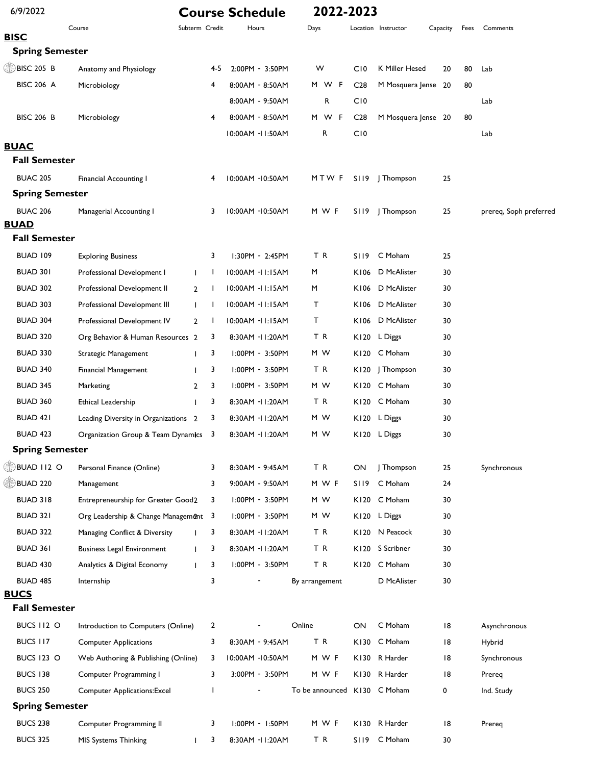6/9/2022 **Course Schedule 2022-2023**

| Course | | Subterm | Credit | Hours | Days | Location | Instructor | Capacity | Fees | Comments |
|---|---|---|---|---|---|---|---|---|---|---|
| **BISC** | | | | | | | | | | |
| **Spring Semester** | | | | | | | | | | |
| BISC 205 B | Anatomy and Physiology | | 4-5 | 2:00PM - 3:50PM | W | C10 | K Miller Hesed | 20 | 80 | Lab |
| BISC 206 A | Microbiology | | 4 | 8:00AM - 8:50AM | M W F | C28 | M Mosquera Jense | 20 | 80 | |
| | | | | 8:00AM - 9:50AM | R | C10 | | | | Lab |
| BISC 206 B | Microbiology | | 4 | 8:00AM - 8:50AM | M W F | C28 | M Mosquera Jense | 20 | 80 | |
| | | | | 10:00AM -11:50AM | R | C10 | | | | Lab |
| **BUAC** | | | | | | | | | | |
| **Fall Semester** | | | | | | | | | | |
| BUAC 205 | Financial Accounting I | | 4 | 10:00AM -10:50AM | M T W F | S119 | J Thompson | 25 | | |
| **Spring Semester** | | | | | | | | | | |
| BUAC 206 | Managerial Accounting I | | 3 | 10:00AM -10:50AM | M W F | S119 | J Thompson | 25 | | prereq, Soph preferred |
| **BUAD** | | | | | | | | | | |
| **Fall Semester** | | | | | | | | | | |
| BUAD 109 | Exploring Business | | 3 | 1:30PM - 2:45PM | T R | S119 | C Moham | 25 | | |
| BUAD 301 | Professional Development I | 1 | 1 | 10:00AM -11:15AM | M | K106 | D McAlister | 30 | | |
| BUAD 302 | Professional Development II | 2 | 1 | 10:00AM -11:15AM | M | K106 | D McAlister | 30 | | |
| BUAD 303 | Professional Development III | 1 | 1 | 10:00AM -11:15AM | T | K106 | D McAlister | 30 | | |
| BUAD 304 | Professional Development IV | 2 | 1 | 10:00AM -11:15AM | T | K106 | D McAlister | 30 | | |
| BUAD 320 | Org Behavior & Human Resources | 2 | 3 | 8:30AM -11:20AM | T R | K120 | L Diggs | 30 | | |
| BUAD 330 | Strategic Management | 1 | 3 | 1:00PM - 3:50PM | M W | K120 | C Moham | 30 | | |
| BUAD 340 | Financial Management | 1 | 3 | 1:00PM - 3:50PM | T R | K120 | J Thompson | 30 | | |
| BUAD 345 | Marketing | 2 | 3 | 1:00PM - 3:50PM | M W | K120 | C Moham | 30 | | |
| BUAD 360 | Ethical Leadership | 1 | 3 | 8:30AM -11:20AM | T R | K120 | C Moham | 30 | | |
| BUAD 421 | Leading Diversity in Organizations | 2 | 3 | 8:30AM -11:20AM | M W | K120 | L Diggs | 30 | | |
| BUAD 423 | Organization Group & Team Dynamics | 1 | 3 | 8:30AM -11:20AM | M W | K120 | L Diggs | 30 | | |
| **Spring Semester** | | | | | | | | | | |
| BUAD 112 O | Personal Finance (Online) | | 3 | 8:30AM - 9:45AM | T R | ON | J Thompson | 25 | | Synchronous |
| BUAD 220 | Management | | 3 | 9:00AM - 9:50AM | M W F | S119 | C Moham | 24 | | |
| BUAD 318 | Entrepreneurship for Greater Good | 2 | 3 | 1:00PM - 3:50PM | M W | K120 | C Moham | 30 | | |
| BUAD 321 | Org Leadership & Change Management | 2 | 3 | 1:00PM - 3:50PM | M W | K120 | L Diggs | 30 | | |
| BUAD 322 | Managing Conflict & Diversity | 1 | 3 | 8:30AM -11:20AM | T R | K120 | N Peacock | 30 | | |
| BUAD 361 | Business Legal Environment | 1 | 3 | 8:30AM -11:20AM | T R | K120 | S Scribner | 30 | | |
| BUAD 430 | Analytics & Digital Economy | 1 | 3 | 1:00PM - 3:50PM | T R | K120 | C Moham | 30 | | |
| BUAD 485 | Internship | | 3 | - | By arrangement | | D McAlister | 30 | | |
| **BUCS** | | | | | | | | | | |
| **Fall Semester** | | | | | | | | | | |
| BUCS 112 O | Introduction to Computers (Online) | | 2 | - | Online | ON | C Moham | 18 | | Asynchronous |
| BUCS 117 | Computer Applications | | 3 | 8:30AM - 9:45AM | T R | K130 | C Moham | 18 | | Hybrid |
| BUCS 123 O | Web Authoring & Publishing (Online) | | 3 | 10:00AM -10:50AM | M W F | K130 | R Harder | 18 | | Synchronous |
| BUCS 138 | Computer Programming I | | 3 | 3:00PM - 3:50PM | M W F | K130 | R Harder | 18 | | Prereq |
| BUCS 250 | Computer Applications:Excel | | 1 | - | To be announced | K130 | C Moham | 0 | | Ind. Study |
| **Spring Semester** | | | | | | | | | | |
| BUCS 238 | Computer Programming II | | 3 | 1:00PM - 1:50PM | M W F | K130 | R Harder | 18 | | Prereq |
| BUCS 325 | MIS Systems Thinking | 1 | 3 | 8:30AM -11:20AM | T R | S119 | C Moham | 30 | | |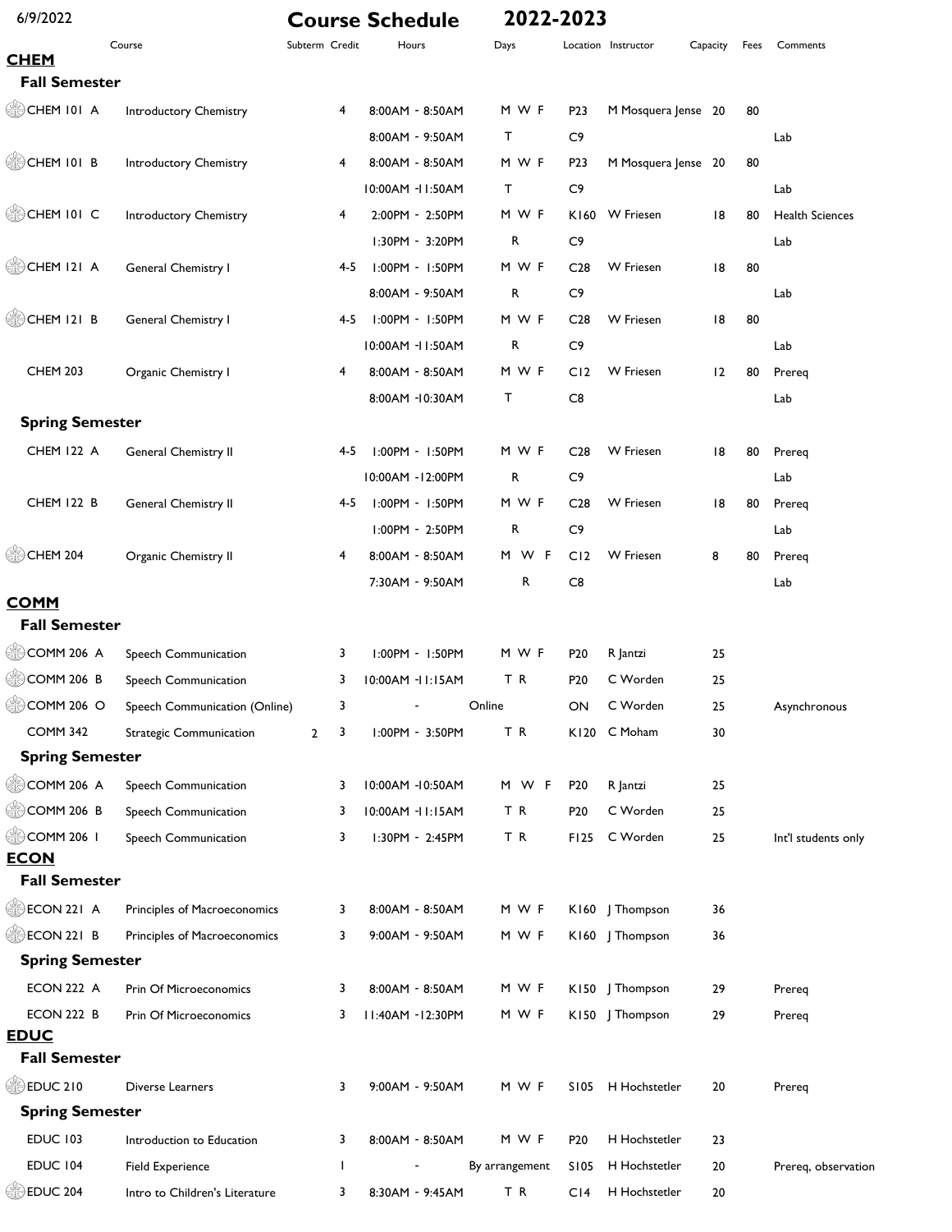6/9/2022

# Course Schedule 2022-2023

| Course | | Subterm | Credit | Hours | Days | Location | Instructor | Capacity | Fees | Comments |
|---|---|---|---|---|---|---|---|---|---|---|

## CHEM

### Fall Semester

| Course | | Subterm | Credit | Hours | Days | Location | Instructor | Capacity | Fees | Comments |
|---|---|---|---|---|---|---|---|---|---|---|
| CHEM 101 A | Introductory Chemistry | | 4 | 8:00AM - 8:50AM | M W F | P23 | M Mosquera Jense | 20 | 80 | |
| | | | | 8:00AM - 9:50AM | T | C9 | | | | Lab |
| CHEM 101 B | Introductory Chemistry | | 4 | 8:00AM - 8:50AM | M W F | P23 | M Mosquera Jense | 20 | 80 | |
| | | | | 10:00AM -11:50AM | T | C9 | | | | Lab |
| CHEM 101 C | Introductory Chemistry | | 4 | 2:00PM - 2:50PM | M W F | K160 | W Friesen | 18 | 80 | Health Sciences |
| | | | | 1:30PM - 3:20PM | R | C9 | | | | Lab |
| CHEM 121 A | General Chemistry I | | 4-5 | 1:00PM - 1:50PM | M W F | C28 | W Friesen | 18 | 80 | |
| | | | | 8:00AM - 9:50AM | R | C9 | | | | Lab |
| CHEM 121 B | General Chemistry I | | 4-5 | 1:00PM - 1:50PM | M W F | C28 | W Friesen | 18 | 80 | |
| | | | | 10:00AM -11:50AM | R | C9 | | | | Lab |
| CHEM 203 | Organic Chemistry I | | 4 | 8:00AM - 8:50AM | M W F | C12 | W Friesen | 12 | 80 | Prereq |
| | | | | 8:00AM -10:30AM | T | C8 | | | | Lab |

### Spring Semester

| Course | | Subterm | Credit | Hours | Days | Location | Instructor | Capacity | Fees | Comments |
|---|---|---|---|---|---|---|---|---|---|---|
| CHEM 122 A | General Chemistry II | | 4-5 | 1:00PM - 1:50PM | M W F | C28 | W Friesen | 18 | 80 | Prereq |
| | | | | 10:00AM -12:00PM | R | C9 | | | | Lab |
| CHEM 122 B | General Chemistry II | | 4-5 | 1:00PM - 1:50PM | M W F | C28 | W Friesen | 18 | 80 | Prereq |
| | | | | 1:00PM - 2:50PM | R | C9 | | | | Lab |
| CHEM 204 | Organic Chemistry II | | 4 | 8:00AM - 8:50AM | M W F | C12 | W Friesen | 8 | 80 | Prereq |
| | | | | 7:30AM - 9:50AM | R | C8 | | | | Lab |

## COMM

### Fall Semester

| Course | | Subterm | Credit | Hours | Days | Location | Instructor | Capacity | Fees | Comments |
|---|---|---|---|---|---|---|---|---|---|---|
| COMM 206 A | Speech Communication | | 3 | 1:00PM - 1:50PM | M W F | P20 | R Jantzi | 25 | | |
| COMM 206 B | Speech Communication | | 3 | 10:00AM -11:15AM | T R | P20 | C Worden | 25 | | |
| COMM 206 O | Speech Communication (Online) | | 3 | - | Online | ON | C Worden | 25 | | Asynchronous |
| COMM 342 | Strategic Communication | 2 | 3 | 1:00PM - 3:50PM | T R | K120 | C Moham | 30 | | |

### Spring Semester

| Course | | Subterm | Credit | Hours | Days | Location | Instructor | Capacity | Fees | Comments |
|---|---|---|---|---|---|---|---|---|---|---|
| COMM 206 A | Speech Communication | | 3 | 10:00AM -10:50AM | M W F | P20 | R Jantzi | 25 | | |
| COMM 206 B | Speech Communication | | 3 | 10:00AM -11:15AM | T R | P20 | C Worden | 25 | | |
| COMM 206 I | Speech Communication | | 3 | 1:30PM - 2:45PM | T R | F125 | C Worden | 25 | | Int'l students only |

## ECON

### Fall Semester

| Course | | Subterm | Credit | Hours | Days | Location | Instructor | Capacity | Fees | Comments |
|---|---|---|---|---|---|---|---|---|---|---|
| ECON 221 A | Principles of Macroeconomics | | 3 | 8:00AM - 8:50AM | M W F | K160 | J Thompson | 36 | | |
| ECON 221 B | Principles of Macroeconomics | | 3 | 9:00AM - 9:50AM | M W F | K160 | J Thompson | 36 | | |

### Spring Semester

| Course | | Subterm | Credit | Hours | Days | Location | Instructor | Capacity | Fees | Comments |
|---|---|---|---|---|---|---|---|---|---|---|
| ECON 222 A | Prin Of Microeconomics | | 3 | 8:00AM - 8:50AM | M W F | K150 | J Thompson | 29 | | Prereq |
| ECON 222 B | Prin Of Microeconomics | | 3 | 11:40AM -12:30PM | M W F | K150 | J Thompson | 29 | | Prereq |

## EDUC

### Fall Semester

| Course | | Subterm | Credit | Hours | Days | Location | Instructor | Capacity | Fees | Comments |
|---|---|---|---|---|---|---|---|---|---|---|
| EDUC 210 | Diverse Learners | | 3 | 9:00AM - 9:50AM | M W F | S105 | H Hochstetler | 20 | | Prereq |

### Spring Semester

| Course | | Subterm | Credit | Hours | Days | Location | Instructor | Capacity | Fees | Comments |
|---|---|---|---|---|---|---|---|---|---|---|
| EDUC 103 | Introduction to Education | | 3 | 8:00AM - 8:50AM | M W F | P20 | H Hochstetler | 23 | | |
| EDUC 104 | Field Experience | | 1 | - | By arrangement | S105 | H Hochstetler | 20 | | Prereq, observation |
| EDUC 204 | Intro to Children's Literature | | 3 | 8:30AM - 9:45AM | T R | C14 | H Hochstetler | 20 | | |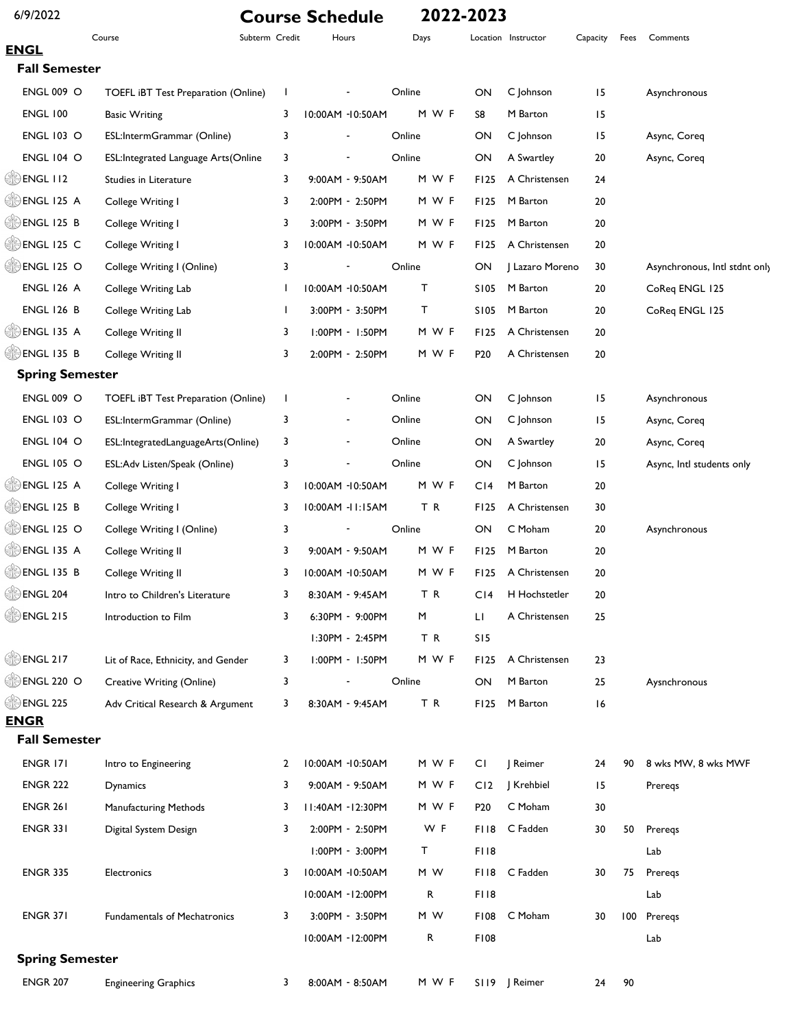6/9/2022

# Course Schedule 2022-2023

## ENGL

### Fall Semester

| Course | | Subterm | Credit | Hours | Days | Location | Instructor | Capacity | Fees | Comments |
|---|---|---|---|---|---|---|---|---|---|---|
| ENGL 009 O | TOEFL iBT Test Preparation (Online) | | 1 | - | Online | ON | C Johnson | 15 | | Asynchronous |
| ENGL 100 | Basic Writing | | 3 | 10:00AM -10:50AM | M W F | S8 | M Barton | 15 | | |
| ENGL 103 O | ESL:IntermGrammar (Online) | | 3 | - | Online | ON | C Johnson | 15 | | Async, Coreq |
| ENGL 104 O | ESL:Integrated Language Arts(Online | | 3 | - | Online | ON | A Swartley | 20 | | Async, Coreq |
| ENGL 112 | Studies in Literature | | 3 | 9:00AM - 9:50AM | M W F | F125 | A Christensen | 24 | | |
| ENGL 125 A | College Writing I | | 3 | 2:00PM - 2:50PM | M W F | F125 | M Barton | 20 | | |
| ENGL 125 B | College Writing I | | 3 | 3:00PM - 3:50PM | M W F | F125 | M Barton | 20 | | |
| ENGL 125 C | College Writing I | | 3 | 10:00AM -10:50AM | M W F | F125 | A Christensen | 20 | | |
| ENGL 125 O | College Writing I (Online) | | 3 | - | Online | ON | J Lazaro Moreno | 30 | | Asynchronous, Intl stdnt only |
| ENGL 126 A | College Writing Lab | | 1 | 10:00AM -10:50AM | T | S105 | M Barton | 20 | | CoReq ENGL 125 |
| ENGL 126 B | College Writing Lab | | 1 | 3:00PM - 3:50PM | T | S105 | M Barton | 20 | | CoReq ENGL 125 |
| ENGL 135 A | College Writing II | | 3 | 1:00PM - 1:50PM | M W F | F125 | A Christensen | 20 | | |
| ENGL 135 B | College Writing II | | 3 | 2:00PM - 2:50PM | M W F | P20 | A Christensen | 20 | | |

### Spring Semester

| Course | | Subterm | Credit | Hours | Days | Location | Instructor | Capacity | Fees | Comments |
|---|---|---|---|---|---|---|---|---|---|---|
| ENGL 009 O | TOEFL iBT Test Preparation (Online) | | 1 | - | Online | ON | C Johnson | 15 | | Asynchronous |
| ENGL 103 O | ESL:IntermGrammar (Online) | | 3 | - | Online | ON | C Johnson | 15 | | Async, Coreq |
| ENGL 104 O | ESL:IntegratedLanguageArts(Online) | | 3 | - | Online | ON | A Swartley | 20 | | Async, Coreq |
| ENGL 105 O | ESL:Adv Listen/Speak (Online) | | 3 | - | Online | ON | C Johnson | 15 | | Async, Intl students only |
| ENGL 125 A | College Writing I | | 3 | 10:00AM -10:50AM | M W F | C14 | M Barton | 20 | | |
| ENGL 125 B | College Writing I | | 3 | 10:00AM -11:15AM | T R | F125 | A Christensen | 30 | | |
| ENGL 125 O | College Writing I (Online) | | 3 | - | Online | ON | C Moham | 20 | | Asynchronous |
| ENGL 135 A | College Writing II | | 3 | 9:00AM - 9:50AM | M W F | F125 | M Barton | 20 | | |
| ENGL 135 B | College Writing II | | 3 | 10:00AM -10:50AM | M W F | F125 | A Christensen | 20 | | |
| ENGL 204 | Intro to Children's Literature | | 3 | 8:30AM - 9:45AM | T R | C14 | H Hochstetler | 20 | | |
| ENGL 215 | Introduction to Film | | 3 | 6:30PM - 9:00PM | M | L1 | A Christensen | 25 | | |
| | | | | 1:30PM - 2:45PM | T R | S15 | | | | |
| ENGL 217 | Lit of Race, Ethnicity, and Gender | | 3 | 1:00PM - 1:50PM | M W F | F125 | A Christensen | 23 | | |
| ENGL 220 O | Creative Writing (Online) | | 3 | - | Online | ON | M Barton | 25 | | Aysnchronous |
| ENGL 225 | Adv Critical Research & Argument | | 3 | 8:30AM - 9:45AM | T R | F125 | M Barton | 16 | | |

## ENGR

### Fall Semester

| Course | | Subterm | Credit | Hours | Days | Location | Instructor | Capacity | Fees | Comments |
|---|---|---|---|---|---|---|---|---|---|---|
| ENGR 171 | Intro to Engineering | | 2 | 10:00AM -10:50AM | M W F | C1 | J Reimer | 24 | 90 | 8 wks MW, 8 wks MWF |
| ENGR 222 | Dynamics | | 3 | 9:00AM - 9:50AM | M W F | C12 | J Krehbiel | 15 | | Prereqs |
| ENGR 261 | Manufacturing Methods | | 3 | 11:40AM -12:30PM | M W F | P20 | C Moham | 30 | | |
| ENGR 331 | Digital System Design | | 3 | 2:00PM - 2:50PM | W F | F118 | C Fadden | 30 | 50 | Prereqs |
| | | | | 1:00PM - 3:00PM | T | F118 | | | | Lab |
| ENGR 335 | Electronics | | 3 | 10:00AM -10:50AM | M W | F118 | C Fadden | 30 | 75 | Prereqs |
| | | | | 10:00AM -12:00PM | R | F118 | | | | Lab |
| ENGR 371 | Fundamentals of Mechatronics | | 3 | 3:00PM - 3:50PM | M W | F108 | C Moham | 30 | 100 | Prereqs |
| | | | | 10:00AM -12:00PM | R | F108 | | | | Lab |

### Spring Semester

| Course | | Subterm | Credit | Hours | Days | Location | Instructor | Capacity | Fees | Comments |
|---|---|---|---|---|---|---|---|---|---|---|
| ENGR 207 | Engineering Graphics | | 3 | 8:00AM - 8:50AM | M W F | S119 | J Reimer | 24 | 90 | |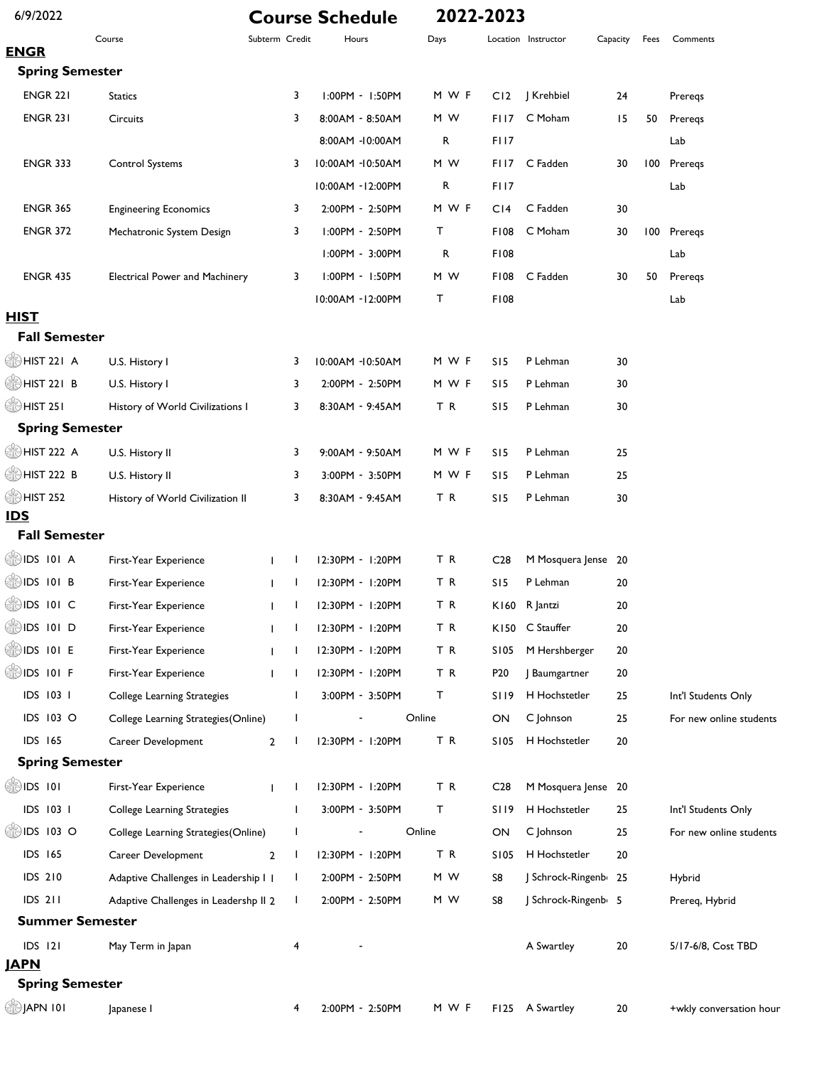6/9/2022 **Course Schedule** **2022-2023**

| Course | | Subterm | Credit | Hours | Days | Location | Instructor | Capacity | Fees | Comments |
|---|---|---|---|---|---|---|---|---|---|---|
| **ENGR** | | | | | | | | | | |
| **Spring Semester** | | | | | | | | | | |
| ENGR 221 | Statics | | 3 | 1:00PM - 1:50PM | M W F | C12 | J Krehbiel | 24 | | Prereqs |
| ENGR 231 | Circuits | | 3 | 8:00AM - 8:50AM | M W | F117 | C Moham | 15 | 50 | Prereqs |
| | | | | 8:00AM -10:00AM | R | F117 | | | | Lab |
| ENGR 333 | Control Systems | | 3 | 10:00AM -10:50AM | M W | F117 | C Fadden | 30 | 100 | Prereqs |
| | | | | 10:00AM -12:00PM | R | F117 | | | | Lab |
| ENGR 365 | Engineering Economics | | 3 | 2:00PM - 2:50PM | M W F | C14 | C Fadden | 30 | | |
| ENGR 372 | Mechatronic System Design | | 3 | 1:00PM - 2:50PM | T | F108 | C Moham | 30 | 100 | Prereqs |
| | | | | 1:00PM - 3:00PM | R | F108 | | | | Lab |
| ENGR 435 | Electrical Power and Machinery | | 3 | 1:00PM - 1:50PM | M W | F108 | C Fadden | 30 | 50 | Prereqs |
| | | | | 10:00AM -12:00PM | T | F108 | | | | Lab |
| **HIST** | | | | | | | | | | |
| **Fall Semester** | | | | | | | | | | |
| HIST 221 A | U.S. History I | | 3 | 10:00AM -10:50AM | M W F | S15 | P Lehman | 30 | | |
| HIST 221 B | U.S. History I | | 3 | 2:00PM - 2:50PM | M W F | S15 | P Lehman | 30 | | |
| HIST 251 | History of World Civilizations I | | 3 | 8:30AM - 9:45AM | T R | S15 | P Lehman | 30 | | |
| **Spring Semester** | | | | | | | | | | |
| HIST 222 A | U.S. History II | | 3 | 9:00AM - 9:50AM | M W F | S15 | P Lehman | 25 | | |
| HIST 222 B | U.S. History II | | 3 | 3:00PM - 3:50PM | M W F | S15 | P Lehman | 25 | | |
| HIST 252 | History of World Civilization II | | 3 | 8:30AM - 9:45AM | T R | S15 | P Lehman | 30 | | |
| **IDS** | | | | | | | | | | |
| **Fall Semester** | | | | | | | | | | |
| IDS 101 A | First-Year Experience | 1 | 1 | 12:30PM - 1:20PM | T R | C28 | M Mosquera Jense | 20 | | |
| IDS 101 B | First-Year Experience | 1 | 1 | 12:30PM - 1:20PM | T R | S15 | P Lehman | 20 | | |
| IDS 101 C | First-Year Experience | 1 | 1 | 12:30PM - 1:20PM | T R | K160 | R Jantzi | 20 | | |
| IDS 101 D | First-Year Experience | 1 | 1 | 12:30PM - 1:20PM | T R | K150 | C Stauffer | 20 | | |
| IDS 101 E | First-Year Experience | 1 | 1 | 12:30PM - 1:20PM | T R | S105 | M Hershberger | 20 | | |
| IDS 101 F | First-Year Experience | 1 | 1 | 12:30PM - 1:20PM | T R | P20 | J Baumgartner | 20 | | |
| IDS 103 I | College Learning Strategies | | 1 | 3:00PM - 3:50PM | T | S119 | H Hochstetler | 25 | | Int'l Students Only |
| IDS 103 O | College Learning Strategies(Online) | | 1 | - | Online | ON | C Johnson | 25 | | For new online students |
| IDS 165 | Career Development | 2 | 1 | 12:30PM - 1:20PM | T R | S105 | H Hochstetler | 20 | | |
| **Spring Semester** | | | | | | | | | | |
| IDS 101 | First-Year Experience | 1 | 1 | 12:30PM - 1:20PM | T R | C28 | M Mosquera Jense | 20 | | |
| IDS 103 I | College Learning Strategies | | 1 | 3:00PM - 3:50PM | T | S119 | H Hochstetler | 25 | | Int'l Students Only |
| IDS 103 O | College Learning Strategies(Online) | | 1 | - | Online | ON | C Johnson | 25 | | For new online students |
| IDS 165 | Career Development | 2 | 1 | 12:30PM - 1:20PM | T R | S105 | H Hochstetler | 20 | | |
| IDS 210 | Adaptive Challenges in Leadership I | 1 | 1 | 2:00PM - 2:50PM | M W | S8 | J Schrock-Ringenb | 25 | | Hybrid |
| IDS 211 | Adaptive Challenges in Leadershp II | 2 | 1 | 2:00PM - 2:50PM | M W | S8 | J Schrock-Ringenb | 5 | | Prereq, Hybrid |
| **Summer Semester** | | | | | | | | | | |
| IDS 121 | May Term in Japan | | 4 | - | | | A Swartley | 20 | | 5/17-6/8, Cost TBD |
| **JAPN** | | | | | | | | | | |
| **Spring Semester** | | | | | | | | | | |
| JAPN 101 | Japanese I | | 4 | 2:00PM - 2:50PM | M W F | F125 | A Swartley | 20 | | +wkly conversation hour |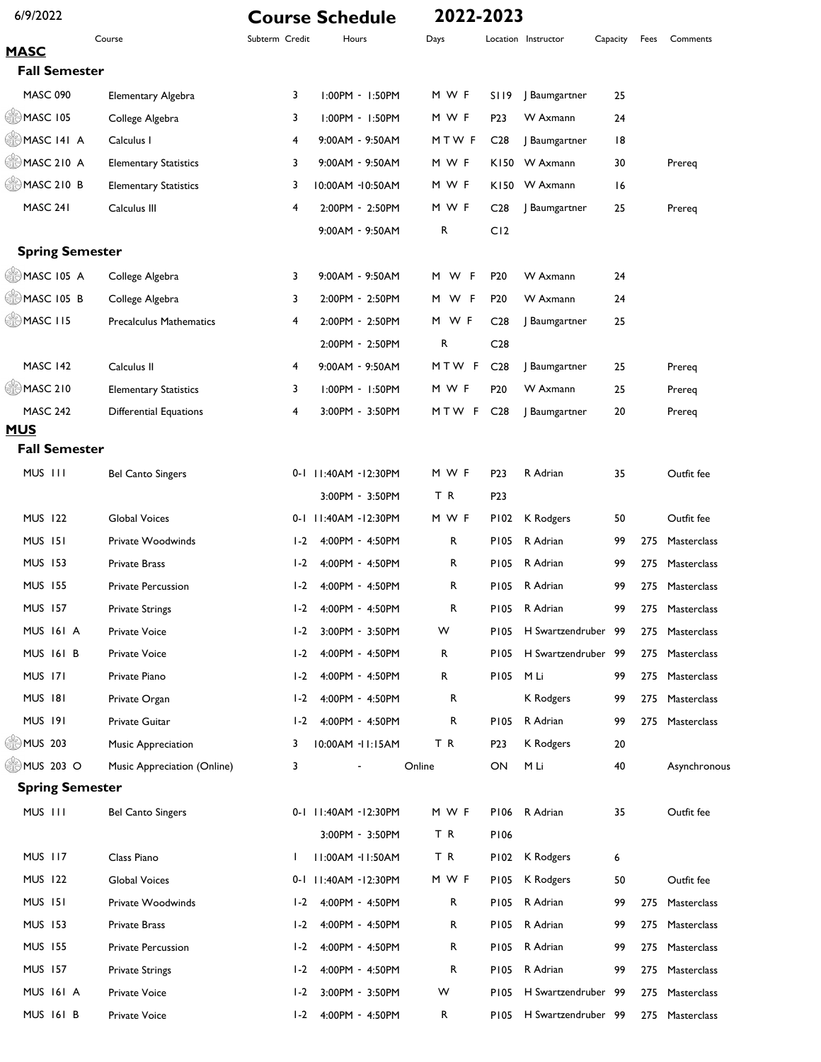6/9/2022

# Course Schedule 2022-2023

| Course | | Subterm | Credit | Hours | Days | Location | Instructor | Capacity | Fees | Comments |
|---|---|---|---|---|---|---|---|---|---|---|

## MASC

### Fall Semester

| Course | | Subterm | Credit | Hours | Days | Location | Instructor | Capacity | Fees | Comments |
|---|---|---|---|---|---|---|---|---|---|---|
| MASC 090 | Elementary Algebra | | 3 | 1:00PM - 1:50PM | M W F | S119 | J Baumgartner | 25 | | |
| MASC 105 | College Algebra | | 3 | 1:00PM - 1:50PM | M W F | P23 | W Axmann | 24 | | |
| MASC 141 A | Calculus I | | 4 | 9:00AM - 9:50AM | M T W F | C28 | J Baumgartner | 18 | | |
| MASC 210 A | Elementary Statistics | | 3 | 9:00AM - 9:50AM | M W F | K150 | W Axmann | 30 | | Prereq |
| MASC 210 B | Elementary Statistics | | 3 | 10:00AM -10:50AM | M W F | K150 | W Axmann | 16 | | |
| MASC 241 | Calculus III | | 4 | 2:00PM - 2:50PM | M W F | C28 | J Baumgartner | 25 | | Prereq |
| | | | | 9:00AM - 9:50AM | R | C12 | | | | |

### Spring Semester

| Course | | Subterm | Credit | Hours | Days | Location | Instructor | Capacity | Fees | Comments |
|---|---|---|---|---|---|---|---|---|---|---|
| MASC 105 A | College Algebra | | 3 | 9:00AM - 9:50AM | M W F | P20 | W Axmann | 24 | | |
| MASC 105 B | College Algebra | | 3 | 2:00PM - 2:50PM | M W F | P20 | W Axmann | 24 | | |
| MASC 115 | Precalculus Mathematics | | 4 | 2:00PM - 2:50PM | M W F | C28 | J Baumgartner | 25 | | |
| | | | | 2:00PM - 2:50PM | R | C28 | | | | |
| MASC 142 | Calculus II | | 4 | 9:00AM - 9:50AM | M T W F | C28 | J Baumgartner | 25 | | Prereq |
| MASC 210 | Elementary Statistics | | 3 | 1:00PM - 1:50PM | M W F | P20 | W Axmann | 25 | | Prereq |
| MASC 242 | Differential Equations | | 4 | 3:00PM - 3:50PM | M T W F | C28 | J Baumgartner | 20 | | Prereq |

## MUS

### Fall Semester

| Course | | Subterm | Credit | Hours | Days | Location | Instructor | Capacity | Fees | Comments |
|---|---|---|---|---|---|---|---|---|---|---|
| MUS 111 | Bel Canto Singers | | 0-1 | 11:40AM -12:30PM | M W F | P23 | R Adrian | 35 | | Outfit fee |
| | | | | 3:00PM - 3:50PM | T R | P23 | | | | |
| MUS 122 | Global Voices | | 0-1 | 11:40AM -12:30PM | M W F | P102 | K Rodgers | 50 | | Outfit fee |
| MUS 151 | Private Woodwinds | | 1-2 | 4:00PM - 4:50PM | R | P105 | R Adrian | 99 | 275 | Masterclass |
| MUS 153 | Private Brass | | 1-2 | 4:00PM - 4:50PM | R | P105 | R Adrian | 99 | 275 | Masterclass |
| MUS 155 | Private Percussion | | 1-2 | 4:00PM - 4:50PM | R | P105 | R Adrian | 99 | 275 | Masterclass |
| MUS 157 | Private Strings | | 1-2 | 4:00PM - 4:50PM | R | P105 | R Adrian | 99 | 275 | Masterclass |
| MUS 161 A | Private Voice | | 1-2 | 3:00PM - 3:50PM | W | P105 | H Swartzendruber | 99 | 275 | Masterclass |
| MUS 161 B | Private Voice | | 1-2 | 4:00PM - 4:50PM | R | P105 | H Swartzendruber | 99 | 275 | Masterclass |
| MUS 171 | Private Piano | | 1-2 | 4:00PM - 4:50PM | R | P105 | M Li | 99 | 275 | Masterclass |
| MUS 181 | Private Organ | | 1-2 | 4:00PM - 4:50PM | R | | K Rodgers | 99 | 275 | Masterclass |
| MUS 191 | Private Guitar | | 1-2 | 4:00PM - 4:50PM | R | P105 | R Adrian | 99 | 275 | Masterclass |
| MUS 203 | Music Appreciation | | 3 | 10:00AM -11:15AM | T R | P23 | K Rodgers | 20 | | |
| MUS 203 O | Music Appreciation (Online) | | 3 | - | Online | ON | M Li | 40 | | Asynchronous |

### Spring Semester

| Course | | Subterm | Credit | Hours | Days | Location | Instructor | Capacity | Fees | Comments |
|---|---|---|---|---|---|---|---|---|---|---|
| MUS 111 | Bel Canto Singers | | 0-1 | 11:40AM -12:30PM | M W F | P106 | R Adrian | 35 | | Outfit fee |
| | | | | 3:00PM - 3:50PM | T R | P106 | | | | |
| MUS 117 | Class Piano | | 1 | 11:00AM -11:50AM | T R | P102 | K Rodgers | 6 | | |
| MUS 122 | Global Voices | | 0-1 | 11:40AM -12:30PM | M W F | P105 | K Rodgers | 50 | | Outfit fee |
| MUS 151 | Private Woodwinds | | 1-2 | 4:00PM - 4:50PM | R | P105 | R Adrian | 99 | 275 | Masterclass |
| MUS 153 | Private Brass | | 1-2 | 4:00PM - 4:50PM | R | P105 | R Adrian | 99 | 275 | Masterclass |
| MUS 155 | Private Percussion | | 1-2 | 4:00PM - 4:50PM | R | P105 | R Adrian | 99 | 275 | Masterclass |
| MUS 157 | Private Strings | | 1-2 | 4:00PM - 4:50PM | R | P105 | R Adrian | 99 | 275 | Masterclass |
| MUS 161 A | Private Voice | | 1-2 | 3:00PM - 3:50PM | W | P105 | H Swartzendruber | 99 | 275 | Masterclass |
| MUS 161 B | Private Voice | | 1-2 | 4:00PM - 4:50PM | R | P105 | H Swartzendruber | 99 | 275 | Masterclass |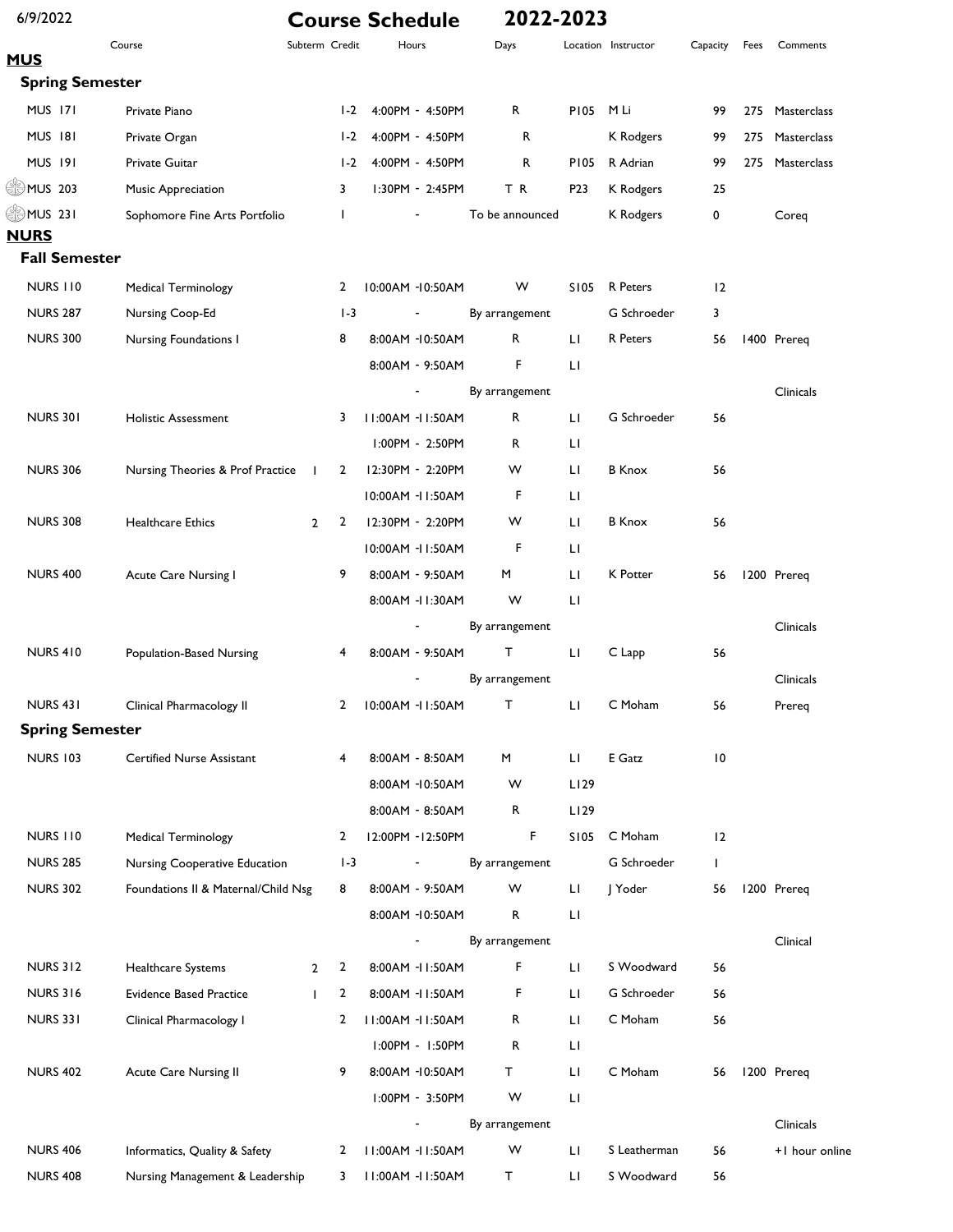# Course Schedule 2022-2023

6/9/2022

## MUS

### Spring Semester

| Course | | Subterm | Credit | Hours | Days | Location | Instructor | Capacity | Fees | Comments |
|---|---|---|---|---|---|---|---|---|---|---|
| MUS 171 | Private Piano | | 1-2 | 4:00PM - 4:50PM | R | P105 | M Li | 99 | 275 | Masterclass |
| MUS 181 | Private Organ | | 1-2 | 4:00PM - 4:50PM | R | | K Rodgers | 99 | 275 | Masterclass |
| MUS 191 | Private Guitar | | 1-2 | 4:00PM - 4:50PM | R | P105 | R Adrian | 99 | 275 | Masterclass |
| MUS 203 | Music Appreciation | | 3 | 1:30PM - 2:45PM | T R | P23 | K Rodgers | 25 | | |
| MUS 231 | Sophomore Fine Arts Portfolio | | 1 | - | To be announced | | K Rodgers | 0 | | Coreq |

## NURS

### Fall Semester

| Course | | Subterm | Credit | Hours | Days | Location | Instructor | Capacity | Fees | Comments |
|---|---|---|---|---|---|---|---|---|---|---|
| NURS 110 | Medical Terminology | | 2 | 10:00AM -10:50AM | W | S105 | R Peters | 12 | | |
| NURS 287 | Nursing Coop-Ed | | 1-3 | - | By arrangement | | G Schroeder | 3 | | |
| NURS 300 | Nursing Foundations I | | 8 | 8:00AM -10:50AM | R | L1 | R Peters | 56 | 1400 | Prereq |
| | | | | 8:00AM - 9:50AM | F | L1 | | | | |
| | | | | - | By arrangement | | | | | Clinicals |
| NURS 301 | Holistic Assessment | | 3 | 11:00AM -11:50AM | R | L1 | G Schroeder | 56 | | |
| | | | | 1:00PM - 2:50PM | R | L1 | | | | |
| NURS 306 | Nursing Theories & Prof Practice | 1 | 2 | 12:30PM - 2:20PM | W | L1 | B Knox | 56 | | |
| | | | | 10:00AM -11:50AM | F | L1 | | | | |
| NURS 308 | Healthcare Ethics | 2 | 2 | 12:30PM - 2:20PM | W | L1 | B Knox | 56 | | |
| | | | | 10:00AM -11:50AM | F | L1 | | | | |
| NURS 400 | Acute Care Nursing I | | 9 | 8:00AM - 9:50AM | M | L1 | K Potter | 56 | 1200 | Prereq |
| | | | | 8:00AM -11:30AM | W | L1 | | | | |
| | | | | - | By arrangement | | | | | Clinicals |
| NURS 410 | Population-Based Nursing | | 4 | 8:00AM - 9:50AM | T | L1 | C Lapp | 56 | | |
| | | | | - | By arrangement | | | | | Clinicals |
| NURS 431 | Clinical Pharmacology II | | 2 | 10:00AM -11:50AM | T | L1 | C Moham | 56 | | Prereq |

### Spring Semester

| Course | | Subterm | Credit | Hours | Days | Location | Instructor | Capacity | Fees | Comments |
|---|---|---|---|---|---|---|---|---|---|---|
| NURS 103 | Certified Nurse Assistant | | 4 | 8:00AM - 8:50AM | M | L1 | E Gatz | 10 | | |
| | | | | 8:00AM -10:50AM | W | L129 | | | | |
| | | | | 8:00AM - 8:50AM | R | L129 | | | | |
| NURS 110 | Medical Terminology | | 2 | 12:00PM -12:50PM | F | S105 | C Moham | 12 | | |
| NURS 285 | Nursing Cooperative Education | | 1-3 | - | By arrangement | | G Schroeder | 1 | | |
| NURS 302 | Foundations II & Maternal/Child Nsg | | 8 | 8:00AM - 9:50AM | W | L1 | J Yoder | 56 | 1200 | Prereq |
| | | | | 8:00AM -10:50AM | R | L1 | | | | |
| | | | | - | By arrangement | | | | | Clinical |
| NURS 312 | Healthcare Systems | 2 | 2 | 8:00AM -11:50AM | F | L1 | S Woodward | 56 | | |
| NURS 316 | Evidence Based Practice | 1 | 2 | 8:00AM -11:50AM | F | L1 | G Schroeder | 56 | | |
| NURS 331 | Clinical Pharmacology I | | 2 | 11:00AM -11:50AM | R | L1 | C Moham | 56 | | |
| | | | | 1:00PM - 1:50PM | R | L1 | | | | |
| NURS 402 | Acute Care Nursing II | | 9 | 8:00AM -10:50AM | T | L1 | C Moham | 56 | 1200 | Prereq |
| | | | | 1:00PM - 3:50PM | W | L1 | | | | |
| | | | | - | By arrangement | | | | | Clinicals |
| NURS 406 | Informatics, Quality & Safety | | 2 | 11:00AM -11:50AM | W | L1 | S Leatherman | 56 | | +1 hour online |
| NURS 408 | Nursing Management & Leadership | | 3 | 11:00AM -11:50AM | T | L1 | S Woodward | 56 | | |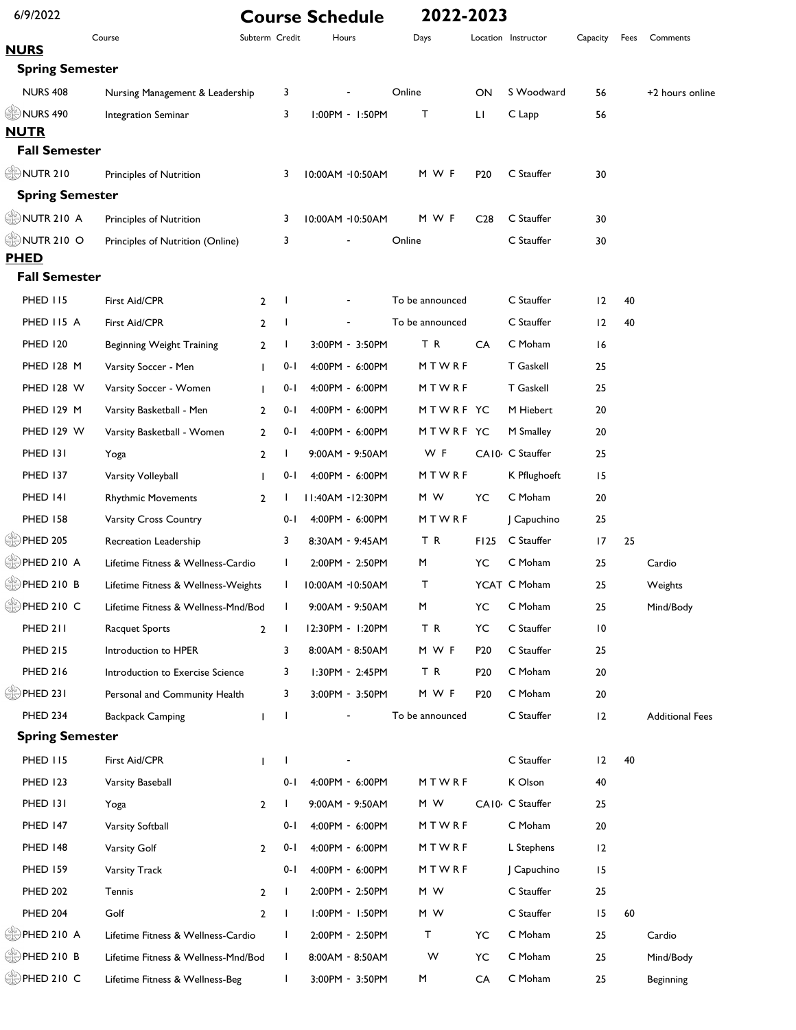# Course Schedule 2022-2023

6/9/2022

| Course | | Subterm | Credit | Hours | Days | Location | Instructor | Capacity | Fees | Comments |
|---|---|---|---|---|---|---|---|---|---|---|
| **NURS** | | | | | | | | | | |
| **Spring Semester** | | | | | | | | | | |
| NURS 408 | Nursing Management & Leadership | | 3 | - | Online | ON | S Woodward | 56 | | +2 hours online |
| NURS 490 | Integration Seminar | | 3 | 1:00PM - 1:50PM | T | LI | C Lapp | 56 | | |
| **NUTR** | | | | | | | | | | |
| **Fall Semester** | | | | | | | | | | |
| NUTR 210 | Principles of Nutrition | | 3 | 10:00AM -10:50AM | M W F | P20 | C Stauffer | 30 | | |
| **Spring Semester** | | | | | | | | | | |
| NUTR 210 A | Principles of Nutrition | | 3 | 10:00AM -10:50AM | M W F | C28 | C Stauffer | 30 | | |
| NUTR 210 O | Principles of Nutrition (Online) | | 3 | - | Online | | C Stauffer | 30 | | |
| **PHED** | | | | | | | | | | |
| **Fall Semester** | | | | | | | | | | |
| PHED 115 | First Aid/CPR | 2 | 1 | - | To be announced | | C Stauffer | 12 | 40 | |
| PHED 115 A | First Aid/CPR | 2 | 1 | - | To be announced | | C Stauffer | 12 | 40 | |
| PHED 120 | Beginning Weight Training | 2 | 1 | 3:00PM - 3:50PM | T R | CA | C Moham | 16 | | |
| PHED 128 M | Varsity Soccer - Men | 1 | 0-1 | 4:00PM - 6:00PM | M T W R F | | T Gaskell | 25 | | |
| PHED 128 W | Varsity Soccer - Women | 1 | 0-1 | 4:00PM - 6:00PM | M T W R F | | T Gaskell | 25 | | |
| PHED 129 M | Varsity Basketball - Men | 2 | 0-1 | 4:00PM - 6:00PM | M T W R F | YC | M Hiebert | 20 | | |
| PHED 129 W | Varsity Basketball - Women | 2 | 0-1 | 4:00PM - 6:00PM | M T W R F | YC | M Smalley | 20 | | |
| PHED 131 | Yoga | 2 | 1 | 9:00AM - 9:50AM | W F | CA10 | C Stauffer | 25 | | |
| PHED 137 | Varsity Volleyball | 1 | 0-1 | 4:00PM - 6:00PM | M T W R F | | K Pflughoeft | 15 | | |
| PHED 141 | Rhythmic Movements | 2 | 1 | 11:40AM -12:30PM | M W | YC | C Moham | 20 | | |
| PHED 158 | Varsity Cross Country | | 0-1 | 4:00PM - 6:00PM | M T W R F | | J Capuchino | 25 | | |
| PHED 205 | Recreation Leadership | | 3 | 8:30AM - 9:45AM | T R | F125 | C Stauffer | 17 | 25 | |
| PHED 210 A | Lifetime Fitness & Wellness-Cardio | | 1 | 2:00PM - 2:50PM | M | YC | C Moham | 25 | | Cardio |
| PHED 210 B | Lifetime Fitness & Wellness-Weights | | 1 | 10:00AM -10:50AM | T | YCAT | C Moham | 25 | | Weights |
| PHED 210 C | Lifetime Fitness & Wellness-Mnd/Bod | | 1 | 9:00AM - 9:50AM | M | YC | C Moham | 25 | | Mind/Body |
| PHED 211 | Racquet Sports | 2 | 1 | 12:30PM - 1:20PM | T R | YC | C Stauffer | 10 | | |
| PHED 215 | Introduction to HPER | | 3 | 8:00AM - 8:50AM | M W F | P20 | C Stauffer | 25 | | |
| PHED 216 | Introduction to Exercise Science | | 3 | 1:30PM - 2:45PM | T R | P20 | C Moham | 20 | | |
| PHED 231 | Personal and Community Health | | 3 | 3:00PM - 3:50PM | M W F | P20 | C Moham | 20 | | |
| PHED 234 | Backpack Camping | 1 | 1 | - | To be announced | | C Stauffer | 12 | | Additional Fees |
| **Spring Semester** | | | | | | | | | | |
| PHED 115 | First Aid/CPR | 1 | 1 | - | | | C Stauffer | 12 | 40 | |
| PHED 123 | Varsity Baseball | | 0-1 | 4:00PM - 6:00PM | M T W R F | | K Olson | 40 | | |
| PHED 131 | Yoga | 2 | 1 | 9:00AM - 9:50AM | M W | CA10 | C Stauffer | 25 | | |
| PHED 147 | Varsity Softball | | 0-1 | 4:00PM - 6:00PM | M T W R F | | C Moham | 20 | | |
| PHED 148 | Varsity Golf | 2 | 0-1 | 4:00PM - 6:00PM | M T W R F | | L Stephens | 12 | | |
| PHED 159 | Varsity Track | | 0-1 | 4:00PM - 6:00PM | M T W R F | | J Capuchino | 15 | | |
| PHED 202 | Tennis | 2 | 1 | 2:00PM - 2:50PM | M W | | C Stauffer | 25 | | |
| PHED 204 | Golf | 2 | 1 | 1:00PM - 1:50PM | M W | | C Stauffer | 15 | 60 | |
| PHED 210 A | Lifetime Fitness & Wellness-Cardio | | 1 | 2:00PM - 2:50PM | T | YC | C Moham | 25 | | Cardio |
| PHED 210 B | Lifetime Fitness & Wellness-Mnd/Bod | | 1 | 8:00AM - 8:50AM | W | YC | C Moham | 25 | | Mind/Body |
| PHED 210 C | Lifetime Fitness & Wellness-Beg | | 1 | 3:00PM - 3:50PM | M | CA | C Moham | 25 | | Beginning |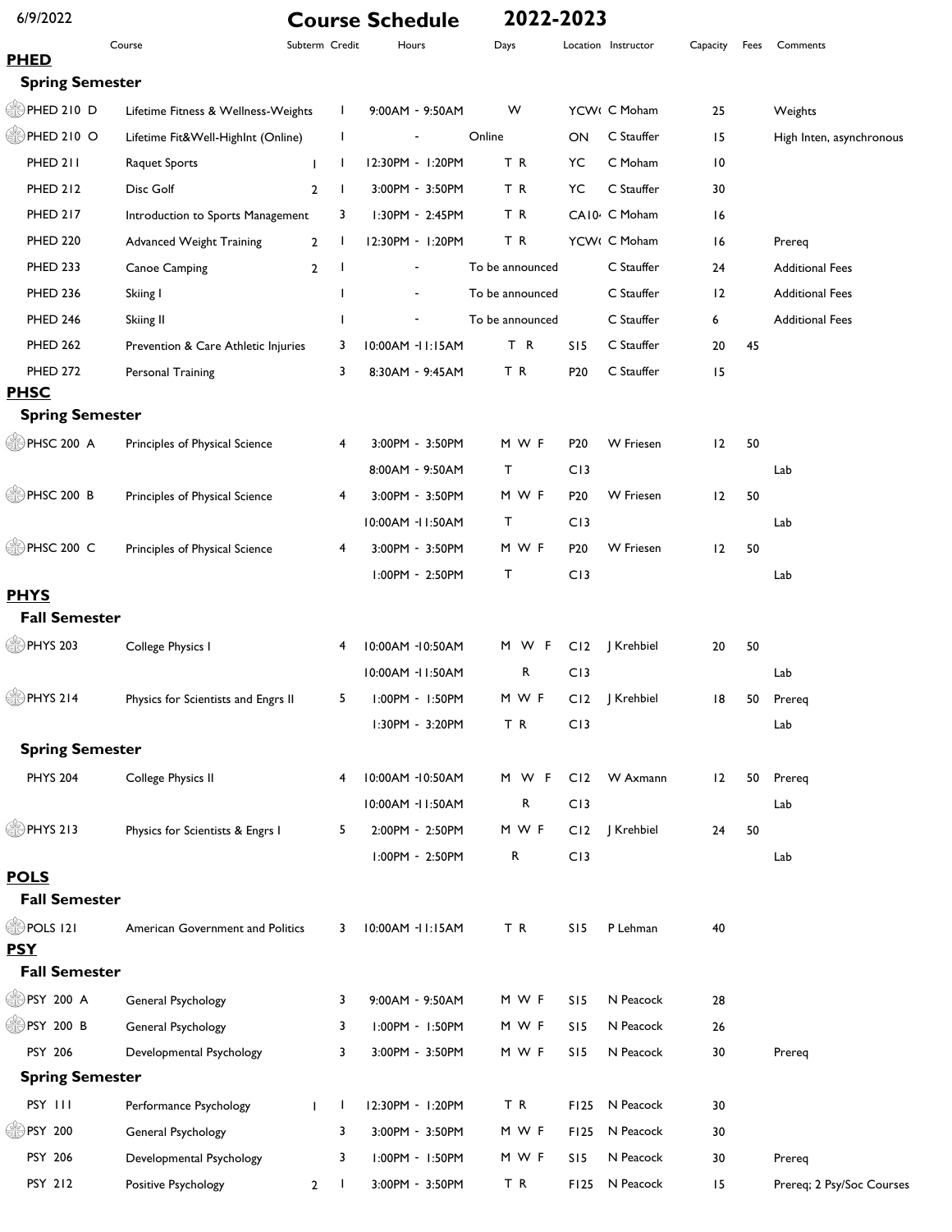6/9/2022 **Course Schedule 2022-2023**

| Course | | Subterm | Credit | Hours | Days | Location | Instructor | Capacity | Fees | Comments |
|---|---|---|---|---|---|---|---|---|---|---|

## PHED

### Spring Semester

| Course | | Subterm | Credit | Hours | Days | Location | Instructor | Capacity | Fees | Comments |
|---|---|---|---|---|---|---|---|---|---|---|
| PHED 210 D | Lifetime Fitness & Wellness-Weights | | 1 | 9:00AM - 9:50AM | W | YCW( | C Moham | 25 | | Weights |
| PHED 210 O | Lifetime Fit&Well-HighInt (Online) | | 1 | - | Online | ON | C Stauffer | 15 | | High Inten, asynchronous |
| PHED 211 | Raquet Sports | 1 | 1 | 12:30PM - 1:20PM | T R | YC | C Moham | 10 | | |
| PHED 212 | Disc Golf | 2 | 1 | 3:00PM - 3:50PM | T R | YC | C Stauffer | 30 | | |
| PHED 217 | Introduction to Sports Management | | 3 | 1:30PM - 2:45PM | T R | CA10 | C Moham | 16 | | |
| PHED 220 | Advanced Weight Training | 2 | 1 | 12:30PM - 1:20PM | T R | YCW( | C Moham | 16 | | Prereq |
| PHED 233 | Canoe Camping | 2 | 1 | - | To be announced | | C Stauffer | 24 | | Additional Fees |
| PHED 236 | Skiing I | | 1 | - | To be announced | | C Stauffer | 12 | | Additional Fees |
| PHED 246 | Skiing II | | 1 | - | To be announced | | C Stauffer | 6 | | Additional Fees |
| PHED 262 | Prevention & Care Athletic Injuries | | 3 | 10:00AM -11:15AM | T R | S15 | C Stauffer | 20 | 45 | |
| PHED 272 | Personal Training | | 3 | 8:30AM - 9:45AM | T R | P20 | C Stauffer | 15 | | |

## PHSC

### Spring Semester

| Course | | Subterm | Credit | Hours | Days | Location | Instructor | Capacity | Fees | Comments |
|---|---|---|---|---|---|---|---|---|---|---|
| PHSC 200 A | Principles of Physical Science | | 4 | 3:00PM - 3:50PM | M W F | P20 | W Friesen | 12 | 50 | |
| | | | | 8:00AM - 9:50AM | T | C13 | | | | Lab |
| PHSC 200 B | Principles of Physical Science | | 4 | 3:00PM - 3:50PM | M W F | P20 | W Friesen | 12 | 50 | |
| | | | | 10:00AM -11:50AM | T | C13 | | | | Lab |
| PHSC 200 C | Principles of Physical Science | | 4 | 3:00PM - 3:50PM | M W F | P20 | W Friesen | 12 | 50 | |
| | | | | 1:00PM - 2:50PM | T | C13 | | | | Lab |

## PHYS

### Fall Semester

| Course | | Subterm | Credit | Hours | Days | Location | Instructor | Capacity | Fees | Comments |
|---|---|---|---|---|---|---|---|---|---|---|
| PHYS 203 | College Physics I | | 4 | 10:00AM -10:50AM | M W F | C12 | J Krehbiel | 20 | 50 | |
| | | | | 10:00AM -11:50AM | R | C13 | | | | Lab |
| PHYS 214 | Physics for Scientists and Engrs II | | 5 | 1:00PM - 1:50PM | M W F | C12 | J Krehbiel | 18 | 50 | Prereq |
| | | | | 1:30PM - 3:20PM | T R | C13 | | | | Lab |

### Spring Semester

| Course | | Subterm | Credit | Hours | Days | Location | Instructor | Capacity | Fees | Comments |
|---|---|---|---|---|---|---|---|---|---|---|
| PHYS 204 | College Physics II | | 4 | 10:00AM -10:50AM | M W F | C12 | W Axmann | 12 | 50 | Prereq |
| | | | | 10:00AM -11:50AM | R | C13 | | | | Lab |
| PHYS 213 | Physics for Scientists & Engrs I | | 5 | 2:00PM - 2:50PM | M W F | C12 | J Krehbiel | 24 | 50 | |
| | | | | 1:00PM - 2:50PM | R | C13 | | | | Lab |

## POLS

### Fall Semester

| Course | | Subterm | Credit | Hours | Days | Location | Instructor | Capacity | Fees | Comments |
|---|---|---|---|---|---|---|---|---|---|---|
| POLS 121 | American Government and Politics | | 3 | 10:00AM -11:15AM | T R | S15 | P Lehman | 40 | | |

## PSY

### Fall Semester

| Course | | Subterm | Credit | Hours | Days | Location | Instructor | Capacity | Fees | Comments |
|---|---|---|---|---|---|---|---|---|---|---|
| PSY 200 A | General Psychology | | 3 | 9:00AM - 9:50AM | M W F | S15 | N Peacock | 28 | | |
| PSY 200 B | General Psychology | | 3 | 1:00PM - 1:50PM | M W F | S15 | N Peacock | 26 | | |
| PSY 206 | Developmental Psychology | | 3 | 3:00PM - 3:50PM | M W F | S15 | N Peacock | 30 | | Prereq |

### Spring Semester

| Course | | Subterm | Credit | Hours | Days | Location | Instructor | Capacity | Fees | Comments |
|---|---|---|---|---|---|---|---|---|---|---|
| PSY 111 | Performance Psychology | 1 | 1 | 12:30PM - 1:20PM | T R | F125 | N Peacock | 30 | | |
| PSY 200 | General Psychology | | 3 | 3:00PM - 3:50PM | M W F | F125 | N Peacock | 30 | | |
| PSY 206 | Developmental Psychology | | 3 | 1:00PM - 1:50PM | M W F | S15 | N Peacock | 30 | | Prereq |
| PSY 212 | Positive Psychology | 2 | 1 | 3:00PM - 3:50PM | T R | F125 | N Peacock | 15 | | Prereq; 2 Psy/Soc Courses |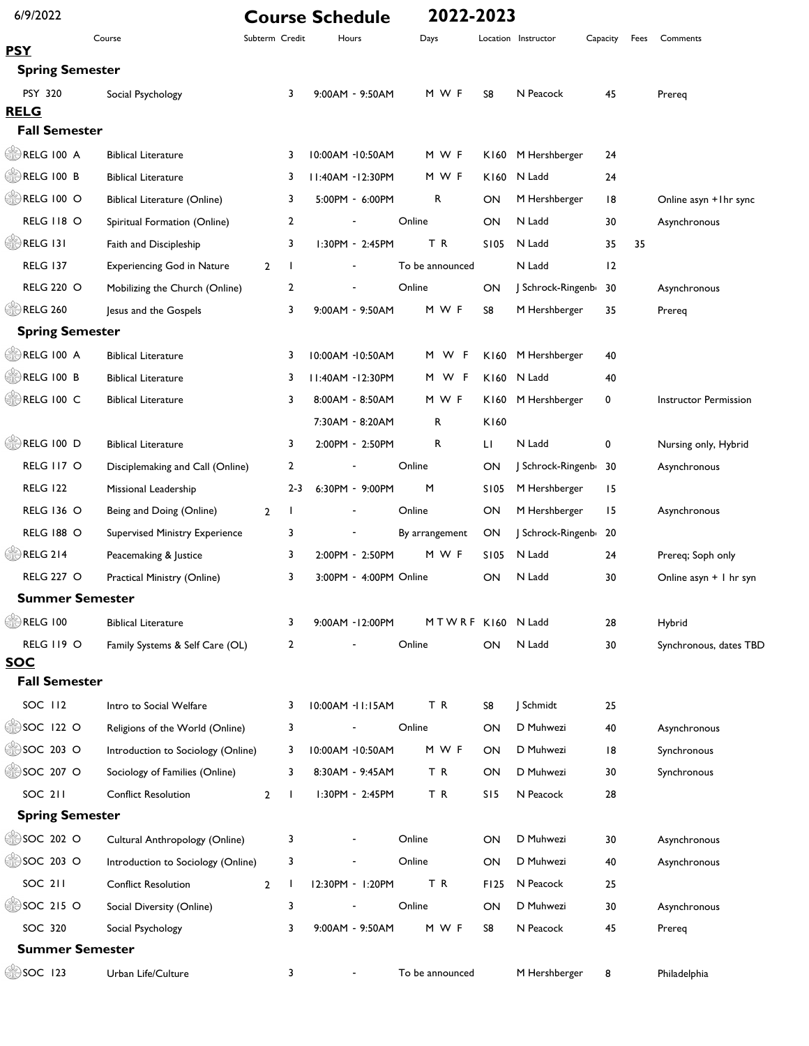# Course Schedule 2022-2023

6/9/2022

| Course | | Subterm | Credit | Hours | Days | Location | Instructor | Capacity | Fees | Comments |
|---|---|---|---|---|---|---|---|---|---|---|
| **PSY** | | | | | | | | | | |
| **Spring Semester** | | | | | | | | | | |
| PSY 320 | Social Psychology | | 3 | 9:00AM - 9:50AM | M W F | S8 | N Peacock | 45 | | Prereq |
| **RELG** | | | | | | | | | | |
| **Fall Semester** | | | | | | | | | | |
| RELG 100 A | Biblical Literature | | 3 | 10:00AM -10:50AM | M W F | K160 | M Hershberger | 24 | | |
| RELG 100 B | Biblical Literature | | 3 | 11:40AM -12:30PM | M W F | K160 | N Ladd | 24 | | |
| RELG 100 O | Biblical Literature (Online) | | 3 | 5:00PM - 6:00PM | R | ON | M Hershberger | 18 | | Online asyn +1hr sync |
| RELG 118 O | Spiritual Formation (Online) | | 2 | - | Online | ON | N Ladd | 30 | | Asynchronous |
| RELG 131 | Faith and Discipleship | | 3 | 1:30PM - 2:45PM | T R | S105 | N Ladd | 35 | 35 | |
| RELG 137 | Experiencing God in Nature | 2 | 1 | - | To be announced | | N Ladd | 12 | | |
| RELG 220 O | Mobilizing the Church (Online) | | 2 | - | Online | ON | J Schrock-Ringenb | 30 | | Asynchronous |
| RELG 260 | Jesus and the Gospels | | 3 | 9:00AM - 9:50AM | M W F | S8 | M Hershberger | 35 | | Prereq |
| **Spring Semester** | | | | | | | | | | |
| RELG 100 A | Biblical Literature | | 3 | 10:00AM -10:50AM | M W F | K160 | M Hershberger | 40 | | |
| RELG 100 B | Biblical Literature | | 3 | 11:40AM -12:30PM | M W F | K160 | N Ladd | 40 | | |
| RELG 100 C | Biblical Literature | | 3 | 8:00AM - 8:50AM | M W F | K160 | M Hershberger | 0 | | Instructor Permission |
| | | | | 7:30AM - 8:20AM | R | K160 | | | | |
| RELG 100 D | Biblical Literature | | 3 | 2:00PM - 2:50PM | R | L1 | N Ladd | 0 | | Nursing only, Hybrid |
| RELG 117 O | Disciplemaking and Call (Online) | | 2 | - | Online | ON | J Schrock-Ringenb | 30 | | Asynchronous |
| RELG 122 | Missional Leadership | | 2-3 | 6:30PM - 9:00PM | M | S105 | M Hershberger | 15 | | |
| RELG 136 O | Being and Doing (Online) | 2 | 1 | - | Online | ON | M Hershberger | 15 | | Asynchronous |
| RELG 188 O | Supervised Ministry Experience | | 3 | - | By arrangement | ON | J Schrock-Ringenb | 20 | | |
| RELG 214 | Peacemaking & Justice | | 3 | 2:00PM - 2:50PM | M W F | S105 | N Ladd | 24 | | Prereq; Soph only |
| RELG 227 O | Practical Ministry (Online) | | 3 | 3:00PM - 4:00PM | Online | ON | N Ladd | 30 | | Online asyn + 1 hr syn |
| **Summer Semester** | | | | | | | | | | |
| RELG 100 | Biblical Literature | | 3 | 9:00AM -12:00PM | M T W R F | K160 | N Ladd | 28 | | Hybrid |
| RELG 119 O | Family Systems & Self Care (OL) | | 2 | - | Online | ON | N Ladd | 30 | | Synchronous, dates TBD |
| **SOC** | | | | | | | | | | |
| **Fall Semester** | | | | | | | | | | |
| SOC 112 | Intro to Social Welfare | | 3 | 10:00AM -11:15AM | T R | S8 | J Schmidt | 25 | | |
| SOC 122 O | Religions of the World (Online) | | 3 | - | Online | ON | D Muhwezi | 40 | | Asynchronous |
| SOC 203 O | Introduction to Sociology (Online) | | 3 | 10:00AM -10:50AM | M W F | ON | D Muhwezi | 18 | | Synchronous |
| SOC 207 O | Sociology of Families (Online) | | 3 | 8:30AM - 9:45AM | T R | ON | D Muhwezi | 30 | | Synchronous |
| SOC 211 | Conflict Resolution | 2 | 1 | 1:30PM - 2:45PM | T R | S15 | N Peacock | 28 | | |
| **Spring Semester** | | | | | | | | | | |
| SOC 202 O | Cultural Anthropology (Online) | | 3 | - | Online | ON | D Muhwezi | 30 | | Asynchronous |
| SOC 203 O | Introduction to Sociology (Online) | | 3 | - | Online | ON | D Muhwezi | 40 | | Asynchronous |
| SOC 211 | Conflict Resolution | 2 | 1 | 12:30PM - 1:20PM | T R | F125 | N Peacock | 25 | | |
| SOC 215 O | Social Diversity (Online) | | 3 | - | Online | ON | D Muhwezi | 30 | | Asynchronous |
| SOC 320 | Social Psychology | | 3 | 9:00AM - 9:50AM | M W F | S8 | N Peacock | 45 | | Prereq |
| **Summer Semester** | | | | | | | | | | |
| SOC 123 | Urban Life/Culture | | 3 | - | To be announced | | M Hershberger | 8 | | Philadelphia |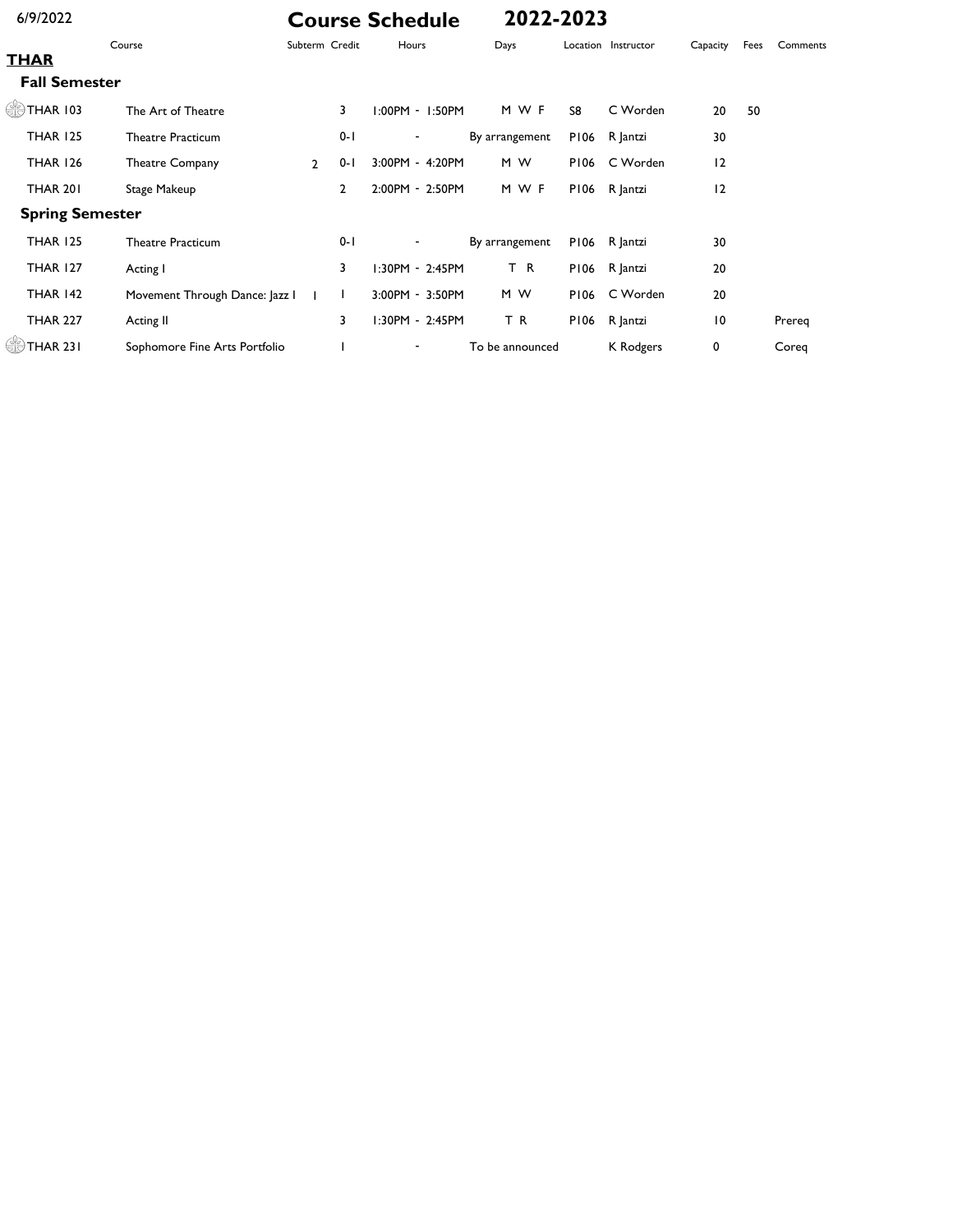6/9/2022

# Course Schedule 2022-2023

## THAR

### Fall Semester

| Course | | Subterm | Credit | Hours | Days | Location | Instructor | Capacity | Fees | Comments |
|---|---|---|---|---|---|---|---|---|---|---|
| THAR 103 | The Art of Theatre | | 3 | 1:00PM - 1:50PM | M W F | S8 | C Worden | 20 | 50 | |
| THAR 125 | Theatre Practicum | | 0-1 | - | By arrangement | P106 | R Jantzi | 30 | | |
| THAR 126 | Theatre Company | 2 | 0-1 | 3:00PM - 4:20PM | M W | P106 | C Worden | 12 | | |
| THAR 201 | Stage Makeup | | 2 | 2:00PM - 2:50PM | M W F | P106 | R Jantzi | 12 | | |

### Spring Semester

| Course | | Subterm | Credit | Hours | Days | Location | Instructor | Capacity | Fees | Comments |
|---|---|---|---|---|---|---|---|---|---|---|
| THAR 125 | Theatre Practicum | | 0-1 | - | By arrangement | P106 | R Jantzi | 30 | | |
| THAR 127 | Acting I | | 3 | 1:30PM - 2:45PM | T R | P106 | R Jantzi | 20 | | |
| THAR 142 | Movement Through Dance: Jazz I | 1 | 1 | 3:00PM - 3:50PM | M W | P106 | C Worden | 20 | | |
| THAR 227 | Acting II | | 3 | 1:30PM - 2:45PM | T R | P106 | R Jantzi | 10 | | Prereq |
| THAR 231 | Sophomore Fine Arts Portfolio | | 1 | - | To be announced | | K Rodgers | 0 | | Coreq |